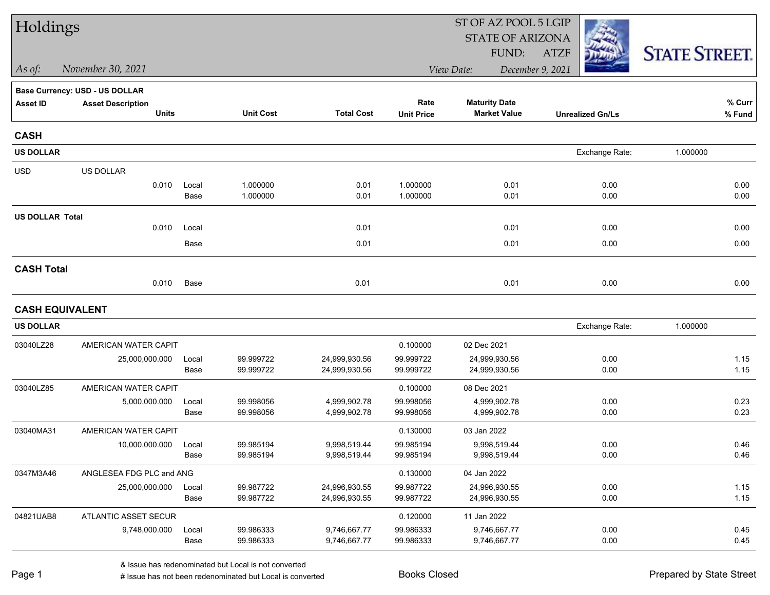# Holdings

ST OF AZ POOL 5 LGIP
STATE OF ARIZONA
FUND: ATZF

*As of:* *November 30, 2021*

*View Date:* *December 9, 2021*

STATE STREET.

**Base Currency: USD - US DOLLAR**

| Asset ID | Asset Description | | Unit Cost | Total Cost | Rate / Unit Price | Maturity Date / Market Value | Unrealized Gn/Ls | % Curr / % Fund |
|---|---|---|---|---|---|---|---|---|
| | Units | | | | | | | |

## CASH

| Asset ID | Asset Description / Units | | Unit Cost | Total Cost | Rate / Unit Price | Maturity Date / Market Value | Unrealized Gn/Ls | % Curr / % Fund |
|---|---|---|---|---|---|---|---|---|
| **US DOLLAR** | | | | | | | Exchange Rate: | 1.000000 |
| USD | US DOLLAR | | | | | | | |
| | 0.010 | Local | 1.000000 | 0.01 | 1.000000 | 0.01 | 0.00 | 0.00 |
| | | Base | 1.000000 | 0.01 | 1.000000 | 0.01 | 0.00 | 0.00 |
| **US DOLLAR Total** | | | | | | | | |
| | 0.010 | Local | | 0.01 | | 0.01 | 0.00 | 0.00 |
| | | Base | | 0.01 | | 0.01 | 0.00 | 0.00 |

**CASH Total**

| | Units | | | Total Cost | | Market Value | Unrealized Gn/Ls | % Fund |
|---|---|---|---|---|---|---|---|---|
| | 0.010 | Base | | 0.01 | | 0.01 | 0.00 | 0.00 |

## CASH EQUIVALENT

| Asset ID | Asset Description / Units | | Unit Cost | Total Cost | Rate / Unit Price | Maturity Date / Market Value | Unrealized Gn/Ls | % Curr / % Fund |
|---|---|---|---|---|---|---|---|---|
| **US DOLLAR** | | | | | | | Exchange Rate: | 1.000000 |
| 03040LZ28 | AMERICAN WATER CAPIT | | | | 0.100000 | 02 Dec 2021 | | |
| | 25,000,000.000 | Local | 99.999722 | 24,999,930.56 | 99.999722 | 24,999,930.56 | 0.00 | 1.15 |
| | | Base | 99.999722 | 24,999,930.56 | 99.999722 | 24,999,930.56 | 0.00 | 1.15 |
| 03040LZ85 | AMERICAN WATER CAPIT | | | | 0.100000 | 08 Dec 2021 | | |
| | 5,000,000.000 | Local | 99.998056 | 4,999,902.78 | 99.998056 | 4,999,902.78 | 0.00 | 0.23 |
| | | Base | 99.998056 | 4,999,902.78 | 99.998056 | 4,999,902.78 | 0.00 | 0.23 |
| 03040MA31 | AMERICAN WATER CAPIT | | | | 0.130000 | 03 Jan 2022 | | |
| | 10,000,000.000 | Local | 99.985194 | 9,998,519.44 | 99.985194 | 9,998,519.44 | 0.00 | 0.46 |
| | | Base | 99.985194 | 9,998,519.44 | 99.985194 | 9,998,519.44 | 0.00 | 0.46 |
| 0347M3A46 | ANGLESEA FDG PLC and ANG | | | | 0.130000 | 04 Jan 2022 | | |
| | 25,000,000.000 | Local | 99.987722 | 24,996,930.55 | 99.987722 | 24,996,930.55 | 0.00 | 1.15 |
| | | Base | 99.987722 | 24,996,930.55 | 99.987722 | 24,996,930.55 | 0.00 | 1.15 |
| 04821UAB8 | ATLANTIC ASSET SECUR | | | | 0.120000 | 11 Jan 2022 | | |
| | 9,748,000.000 | Local | 99.986333 | 9,746,667.77 | 99.986333 | 9,746,667.77 | 0.00 | 0.45 |
| | | Base | 99.986333 | 9,746,667.77 | 99.986333 | 9,746,667.77 | 0.00 | 0.45 |

& Issue has redenominated but Local is not converted
# Issue has not been redenominated but Local is converted

Books Closed

Prepared by State Street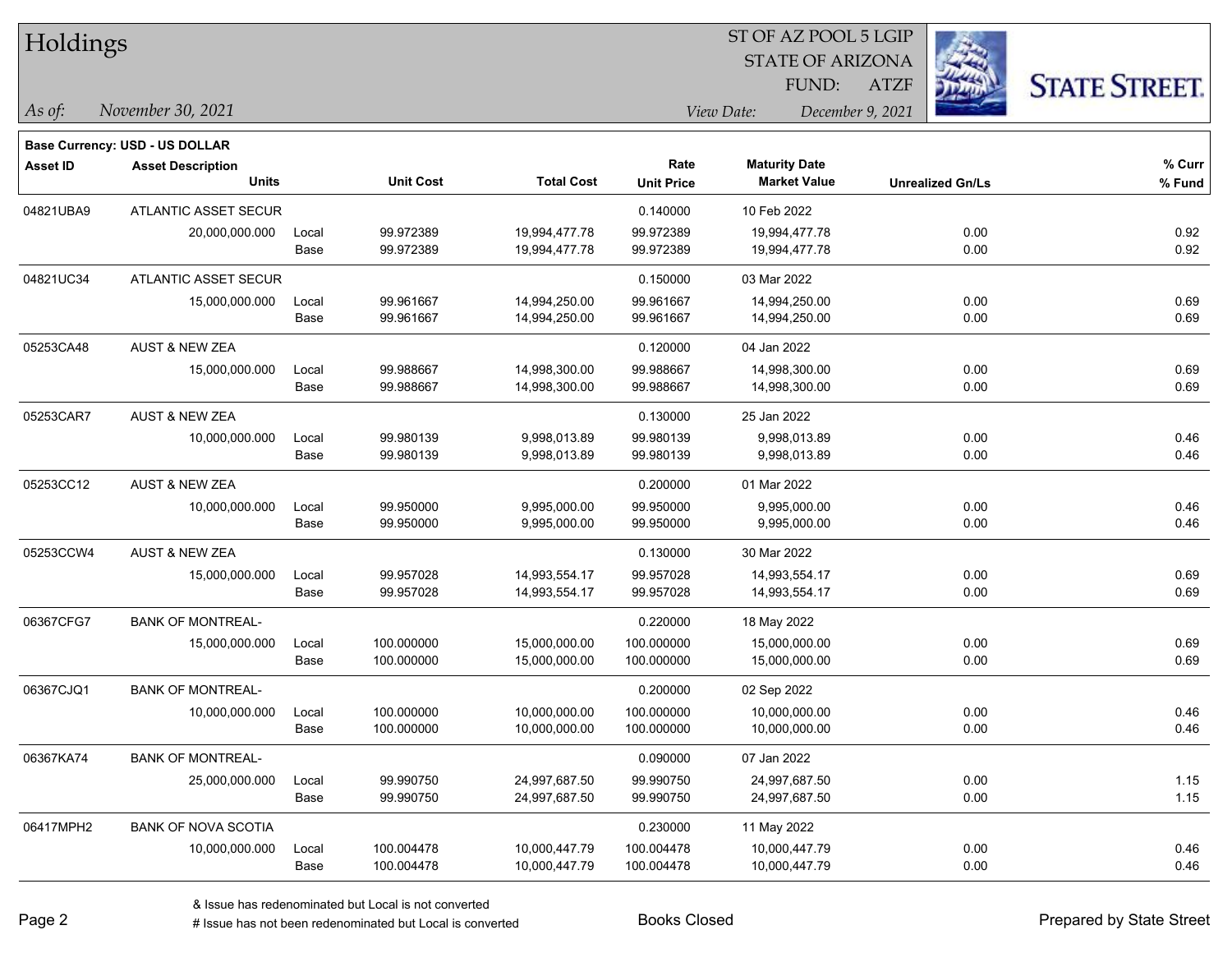# Holdings

ST OF AZ POOL 5 LGIP
STATE OF ARIZONA
FUND: ATZF

*As of:* November 30, 2021

*View Date:* December 9, 2021

**Base Currency: USD - US DOLLAR**

| Asset ID | Asset Description / Units | | Unit Cost | Total Cost | Rate / Unit Price | Maturity Date / Market Value | Unrealized Gn/Ls | % Curr / % Fund |
|---|---|---|---|---|---|---|---|---|
| 04821UBA9 | ATLANTIC ASSET SECUR | | | | 0.140000 | 10 Feb 2022 | | |
| | 20,000,000.000 | Local | 99.972389 | 19,994,477.78 | 99.972389 | 19,994,477.78 | 0.00 | 0.92 |
| | | Base | 99.972389 | 19,994,477.78 | 99.972389 | 19,994,477.78 | 0.00 | 0.92 |
| 04821UC34 | ATLANTIC ASSET SECUR | | | | 0.150000 | 03 Mar 2022 | | |
| | 15,000,000.000 | Local | 99.961667 | 14,994,250.00 | 99.961667 | 14,994,250.00 | 0.00 | 0.69 |
| | | Base | 99.961667 | 14,994,250.00 | 99.961667 | 14,994,250.00 | 0.00 | 0.69 |
| 05253CA48 | AUST & NEW ZEA | | | | 0.120000 | 04 Jan 2022 | | |
| | 15,000,000.000 | Local | 99.988667 | 14,998,300.00 | 99.988667 | 14,998,300.00 | 0.00 | 0.69 |
| | | Base | 99.988667 | 14,998,300.00 | 99.988667 | 14,998,300.00 | 0.00 | 0.69 |
| 05253CAR7 | AUST & NEW ZEA | | | | 0.130000 | 25 Jan 2022 | | |
| | 10,000,000.000 | Local | 99.980139 | 9,998,013.89 | 99.980139 | 9,998,013.89 | 0.00 | 0.46 |
| | | Base | 99.980139 | 9,998,013.89 | 99.980139 | 9,998,013.89 | 0.00 | 0.46 |
| 05253CC12 | AUST & NEW ZEA | | | | 0.200000 | 01 Mar 2022 | | |
| | 10,000,000.000 | Local | 99.950000 | 9,995,000.00 | 99.950000 | 9,995,000.00 | 0.00 | 0.46 |
| | | Base | 99.950000 | 9,995,000.00 | 99.950000 | 9,995,000.00 | 0.00 | 0.46 |
| 05253CCW4 | AUST & NEW ZEA | | | | 0.130000 | 30 Mar 2022 | | |
| | 15,000,000.000 | Local | 99.957028 | 14,993,554.17 | 99.957028 | 14,993,554.17 | 0.00 | 0.69 |
| | | Base | 99.957028 | 14,993,554.17 | 99.957028 | 14,993,554.17 | 0.00 | 0.69 |
| 06367CFG7 | BANK OF MONTREAL- | | | | 0.220000 | 18 May 2022 | | |
| | 15,000,000.000 | Local | 100.000000 | 15,000,000.00 | 100.000000 | 15,000,000.00 | 0.00 | 0.69 |
| | | Base | 100.000000 | 15,000,000.00 | 100.000000 | 15,000,000.00 | 0.00 | 0.69 |
| 06367CJQ1 | BANK OF MONTREAL- | | | | 0.200000 | 02 Sep 2022 | | |
| | 10,000,000.000 | Local | 100.000000 | 10,000,000.00 | 100.000000 | 10,000,000.00 | 0.00 | 0.46 |
| | | Base | 100.000000 | 10,000,000.00 | 100.000000 | 10,000,000.00 | 0.00 | 0.46 |
| 06367KA74 | BANK OF MONTREAL- | | | | 0.090000 | 07 Jan 2022 | | |
| | 25,000,000.000 | Local | 99.990750 | 24,997,687.50 | 99.990750 | 24,997,687.50 | 0.00 | 1.15 |
| | | Base | 99.990750 | 24,997,687.50 | 99.990750 | 24,997,687.50 | 0.00 | 1.15 |
| 06417MPH2 | BANK OF NOVA SCOTIA | | | | 0.230000 | 11 May 2022 | | |
| | 10,000,000.000 | Local | 100.004478 | 10,000,447.79 | 100.004478 | 10,000,447.79 | 0.00 | 0.46 |
| | | Base | 100.004478 | 10,000,447.79 | 100.004478 | 10,000,447.79 | 0.00 | 0.46 |

& Issue has redenominated but Local is not converted

# Issue has not been redenominated but Local is converted

Books Closed

Prepared by State Street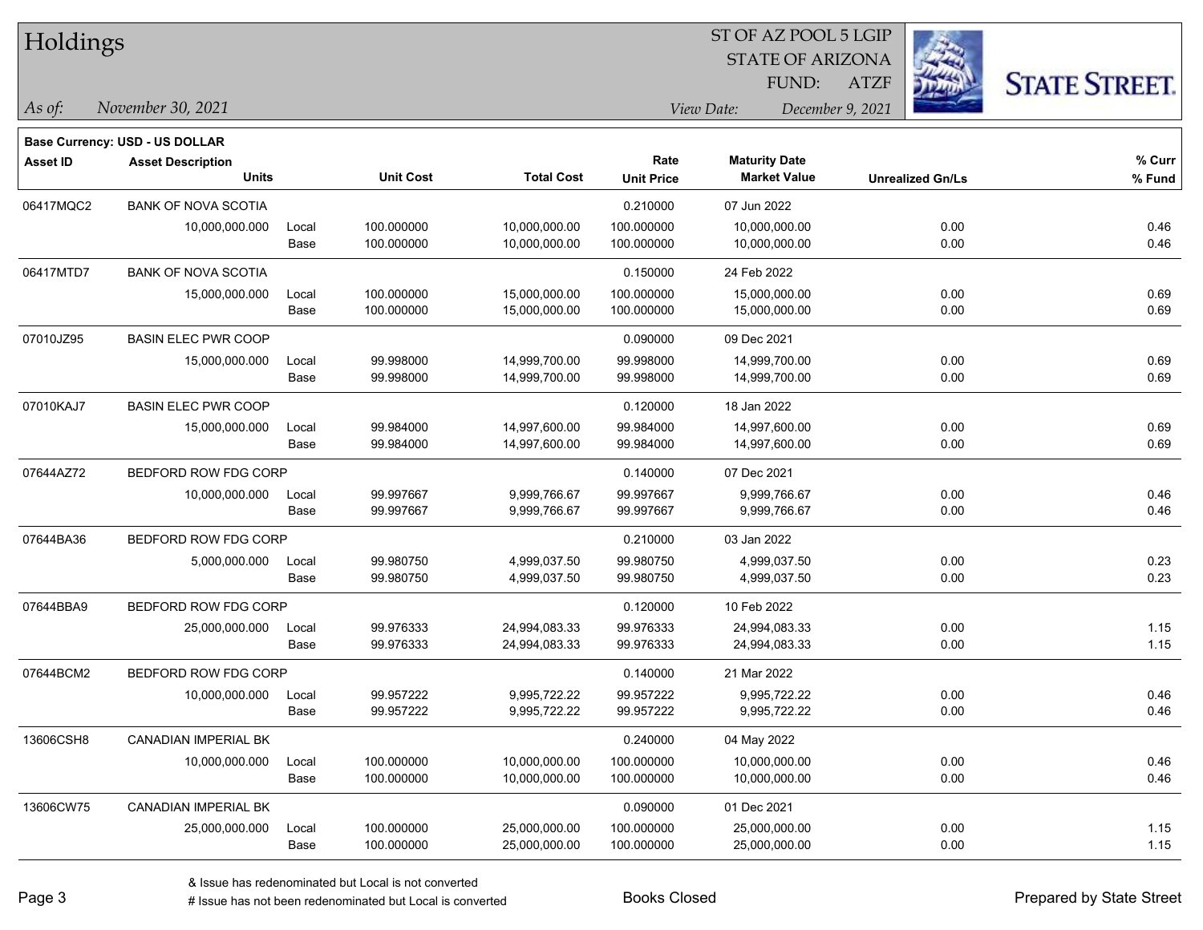# Holdings

ST OF AZ POOL 5 LGIP
STATE OF ARIZONA
FUND: ATZF

*As of:* November 30, 2021
*View Date:* December 9, 2021

**Base Currency: USD - US DOLLAR**

| Asset ID | Asset Description / Units | | Unit Cost | Total Cost | Rate / Unit Price | Maturity Date / Market Value | Unrealized Gn/Ls | % Curr / % Fund |
|---|---|---|---|---|---|---|---|---|
| 06417MQC2 | BANK OF NOVA SCOTIA | | | | 0.210000 | 07 Jun 2022 | | |
| | 10,000,000.000 | Local | 100.000000 | 10,000,000.00 | 100.000000 | 10,000,000.00 | 0.00 | 0.46 |
| | | Base | 100.000000 | 10,000,000.00 | 100.000000 | 10,000,000.00 | 0.00 | 0.46 |
| 06417MTD7 | BANK OF NOVA SCOTIA | | | | 0.150000 | 24 Feb 2022 | | |
| | 15,000,000.000 | Local | 100.000000 | 15,000,000.00 | 100.000000 | 15,000,000.00 | 0.00 | 0.69 |
| | | Base | 100.000000 | 15,000,000.00 | 100.000000 | 15,000,000.00 | 0.00 | 0.69 |
| 07010JZ95 | BASIN ELEC PWR COOP | | | | 0.090000 | 09 Dec 2021 | | |
| | 15,000,000.000 | Local | 99.998000 | 14,999,700.00 | 99.998000 | 14,999,700.00 | 0.00 | 0.69 |
| | | Base | 99.998000 | 14,999,700.00 | 99.998000 | 14,999,700.00 | 0.00 | 0.69 |
| 07010KAJ7 | BASIN ELEC PWR COOP | | | | 0.120000 | 18 Jan 2022 | | |
| | 15,000,000.000 | Local | 99.984000 | 14,997,600.00 | 99.984000 | 14,997,600.00 | 0.00 | 0.69 |
| | | Base | 99.984000 | 14,997,600.00 | 99.984000 | 14,997,600.00 | 0.00 | 0.69 |
| 07644AZ72 | BEDFORD ROW FDG CORP | | | | 0.140000 | 07 Dec 2021 | | |
| | 10,000,000.000 | Local | 99.997667 | 9,999,766.67 | 99.997667 | 9,999,766.67 | 0.00 | 0.46 |
| | | Base | 99.997667 | 9,999,766.67 | 99.997667 | 9,999,766.67 | 0.00 | 0.46 |
| 07644BA36 | BEDFORD ROW FDG CORP | | | | 0.210000 | 03 Jan 2022 | | |
| | 5,000,000.000 | Local | 99.980750 | 4,999,037.50 | 99.980750 | 4,999,037.50 | 0.00 | 0.23 |
| | | Base | 99.980750 | 4,999,037.50 | 99.980750 | 4,999,037.50 | 0.00 | 0.23 |
| 07644BBA9 | BEDFORD ROW FDG CORP | | | | 0.120000 | 10 Feb 2022 | | |
| | 25,000,000.000 | Local | 99.976333 | 24,994,083.33 | 99.976333 | 24,994,083.33 | 0.00 | 1.15 |
| | | Base | 99.976333 | 24,994,083.33 | 99.976333 | 24,994,083.33 | 0.00 | 1.15 |
| 07644BCM2 | BEDFORD ROW FDG CORP | | | | 0.140000 | 21 Mar 2022 | | |
| | 10,000,000.000 | Local | 99.957222 | 9,995,722.22 | 99.957222 | 9,995,722.22 | 0.00 | 0.46 |
| | | Base | 99.957222 | 9,995,722.22 | 99.957222 | 9,995,722.22 | 0.00 | 0.46 |
| 13606CSH8 | CANADIAN IMPERIAL BK | | | | 0.240000 | 04 May 2022 | | |
| | 10,000,000.000 | Local | 100.000000 | 10,000,000.00 | 100.000000 | 10,000,000.00 | 0.00 | 0.46 |
| | | Base | 100.000000 | 10,000,000.00 | 100.000000 | 10,000,000.00 | 0.00 | 0.46 |
| 13606CW75 | CANADIAN IMPERIAL BK | | | | 0.090000 | 01 Dec 2021 | | |
| | 25,000,000.000 | Local | 100.000000 | 25,000,000.00 | 100.000000 | 25,000,000.00 | 0.00 | 1.15 |
| | | Base | 100.000000 | 25,000,000.00 | 100.000000 | 25,000,000.00 | 0.00 | 1.15 |

& Issue has redenominated but Local is not converted
# Issue has not been redenominated but Local is converted

Books Closed

Prepared by State Street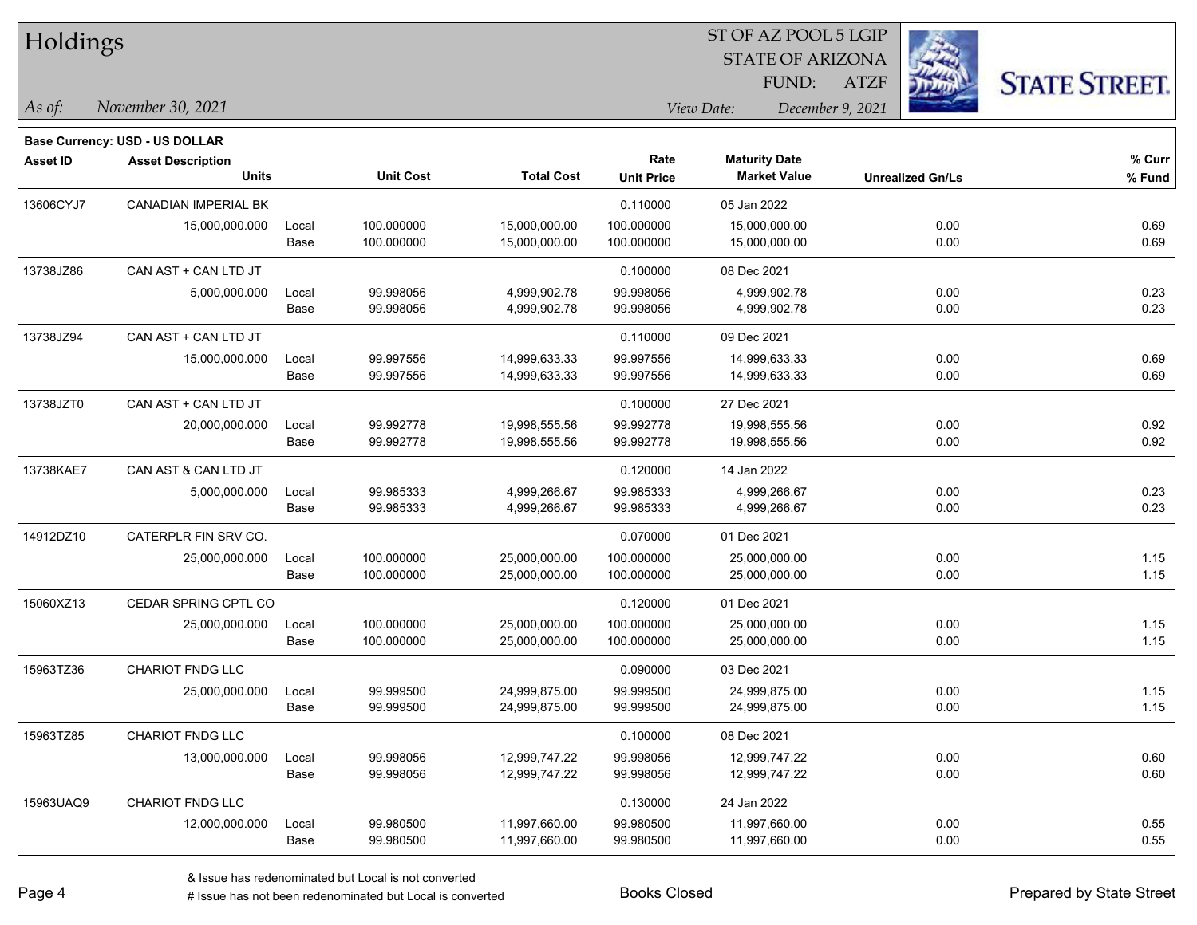# Holdings

ST OF AZ POOL 5 LGIP
STATE OF ARIZONA
FUND: ATZF

*As of:* November 30, 2021

*View Date:* December 9, 2021

**Base Currency: USD - US DOLLAR**

| Asset ID | Asset Description / Units | | Unit Cost | Total Cost | Rate / Unit Price | Maturity Date / Market Value | Unrealized Gn/Ls | % Curr / % Fund |
|---|---|---|---|---|---|---|---|---|
| 13606CYJ7 | CANADIAN IMPERIAL BK | | | | 0.110000 | 05 Jan 2022 | | |
| | 15,000,000.000 | Local | 100.000000 | 15,000,000.00 | 100.000000 | 15,000,000.00 | 0.00 | 0.69 |
| | | Base | 100.000000 | 15,000,000.00 | 100.000000 | 15,000,000.00 | 0.00 | 0.69 |
| 13738JZ86 | CAN AST + CAN LTD JT | | | | 0.100000 | 08 Dec 2021 | | |
| | 5,000,000.000 | Local | 99.998056 | 4,999,902.78 | 99.998056 | 4,999,902.78 | 0.00 | 0.23 |
| | | Base | 99.998056 | 4,999,902.78 | 99.998056 | 4,999,902.78 | 0.00 | 0.23 |
| 13738JZ94 | CAN AST + CAN LTD JT | | | | 0.110000 | 09 Dec 2021 | | |
| | 15,000,000.000 | Local | 99.997556 | 14,999,633.33 | 99.997556 | 14,999,633.33 | 0.00 | 0.69 |
| | | Base | 99.997556 | 14,999,633.33 | 99.997556 | 14,999,633.33 | 0.00 | 0.69 |
| 13738JZT0 | CAN AST + CAN LTD JT | | | | 0.100000 | 27 Dec 2021 | | |
| | 20,000,000.000 | Local | 99.992778 | 19,998,555.56 | 99.992778 | 19,998,555.56 | 0.00 | 0.92 |
| | | Base | 99.992778 | 19,998,555.56 | 99.992778 | 19,998,555.56 | 0.00 | 0.92 |
| 13738KAE7 | CAN AST & CAN LTD JT | | | | 0.120000 | 14 Jan 2022 | | |
| | 5,000,000.000 | Local | 99.985333 | 4,999,266.67 | 99.985333 | 4,999,266.67 | 0.00 | 0.23 |
| | | Base | 99.985333 | 4,999,266.67 | 99.985333 | 4,999,266.67 | 0.00 | 0.23 |
| 14912DZ10 | CATERPLR FIN SRV CO. | | | | 0.070000 | 01 Dec 2021 | | |
| | 25,000,000.000 | Local | 100.000000 | 25,000,000.00 | 100.000000 | 25,000,000.00 | 0.00 | 1.15 |
| | | Base | 100.000000 | 25,000,000.00 | 100.000000 | 25,000,000.00 | 0.00 | 1.15 |
| 15060XZ13 | CEDAR SPRING CPTL CO | | | | 0.120000 | 01 Dec 2021 | | |
| | 25,000,000.000 | Local | 100.000000 | 25,000,000.00 | 100.000000 | 25,000,000.00 | 0.00 | 1.15 |
| | | Base | 100.000000 | 25,000,000.00 | 100.000000 | 25,000,000.00 | 0.00 | 1.15 |
| 15963TZ36 | CHARIOT FNDG LLC | | | | 0.090000 | 03 Dec 2021 | | |
| | 25,000,000.000 | Local | 99.999500 | 24,999,875.00 | 99.999500 | 24,999,875.00 | 0.00 | 1.15 |
| | | Base | 99.999500 | 24,999,875.00 | 99.999500 | 24,999,875.00 | 0.00 | 1.15 |
| 15963TZ85 | CHARIOT FNDG LLC | | | | 0.100000 | 08 Dec 2021 | | |
| | 13,000,000.000 | Local | 99.998056 | 12,999,747.22 | 99.998056 | 12,999,747.22 | 0.00 | 0.60 |
| | | Base | 99.998056 | 12,999,747.22 | 99.998056 | 12,999,747.22 | 0.00 | 0.60 |
| 15963UAQ9 | CHARIOT FNDG LLC | | | | 0.130000 | 24 Jan 2022 | | |
| | 12,000,000.000 | Local | 99.980500 | 11,997,660.00 | 99.980500 | 11,997,660.00 | 0.00 | 0.55 |
| | | Base | 99.980500 | 11,997,660.00 | 99.980500 | 11,997,660.00 | 0.00 | 0.55 |

& Issue has redenominated but Local is not converted
# Issue has not been redenominated but Local is converted

Books Closed

Prepared by State Street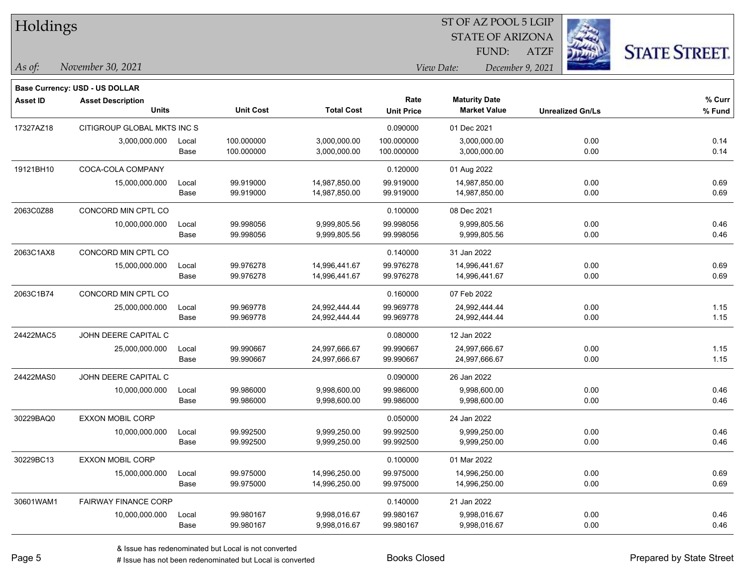# Holdings

ST OF AZ POOL 5 LGIP
STATE OF ARIZONA
FUND: ATZF

*As of:* November 30, 2021

*View Date:* December 9, 2021

**Base Currency: USD - US DOLLAR**

| Asset ID | Asset Description / Units | | Unit Cost | Total Cost | Rate / Unit Price | Maturity Date / Market Value | Unrealized Gn/Ls | % Curr / % Fund |
|---|---|---|---|---|---|---|---|---|
| 17327AZ18 | CITIGROUP GLOBAL MKTS INC S | | | | 0.090000 | 01 Dec 2021 | | |
| | 3,000,000.000 | Local | 100.000000 | 3,000,000.00 | 100.000000 | 3,000,000.00 | 0.00 | 0.14 |
| | | Base | 100.000000 | 3,000,000.00 | 100.000000 | 3,000,000.00 | 0.00 | 0.14 |
| 19121BH10 | COCA-COLA COMPANY | | | | 0.120000 | 01 Aug 2022 | | |
| | 15,000,000.000 | Local | 99.919000 | 14,987,850.00 | 99.919000 | 14,987,850.00 | 0.00 | 0.69 |
| | | Base | 99.919000 | 14,987,850.00 | 99.919000 | 14,987,850.00 | 0.00 | 0.69 |
| 2063C0Z88 | CONCORD MIN CPTL CO | | | | 0.100000 | 08 Dec 2021 | | |
| | 10,000,000.000 | Local | 99.998056 | 9,999,805.56 | 99.998056 | 9,999,805.56 | 0.00 | 0.46 |
| | | Base | 99.998056 | 9,999,805.56 | 99.998056 | 9,999,805.56 | 0.00 | 0.46 |
| 2063C1AX8 | CONCORD MIN CPTL CO | | | | 0.140000 | 31 Jan 2022 | | |
| | 15,000,000.000 | Local | 99.976278 | 14,996,441.67 | 99.976278 | 14,996,441.67 | 0.00 | 0.69 |
| | | Base | 99.976278 | 14,996,441.67 | 99.976278 | 14,996,441.67 | 0.00 | 0.69 |
| 2063C1B74 | CONCORD MIN CPTL CO | | | | 0.160000 | 07 Feb 2022 | | |
| | 25,000,000.000 | Local | 99.969778 | 24,992,444.44 | 99.969778 | 24,992,444.44 | 0.00 | 1.15 |
| | | Base | 99.969778 | 24,992,444.44 | 99.969778 | 24,992,444.44 | 0.00 | 1.15 |
| 24422MAC5 | JOHN DEERE CAPITAL C | | | | 0.080000 | 12 Jan 2022 | | |
| | 25,000,000.000 | Local | 99.990667 | 24,997,666.67 | 99.990667 | 24,997,666.67 | 0.00 | 1.15 |
| | | Base | 99.990667 | 24,997,666.67 | 99.990667 | 24,997,666.67 | 0.00 | 1.15 |
| 24422MAS0 | JOHN DEERE CAPITAL C | | | | 0.090000 | 26 Jan 2022 | | |
| | 10,000,000.000 | Local | 99.986000 | 9,998,600.00 | 99.986000 | 9,998,600.00 | 0.00 | 0.46 |
| | | Base | 99.986000 | 9,998,600.00 | 99.986000 | 9,998,600.00 | 0.00 | 0.46 |
| 30229BAQ0 | EXXON MOBIL CORP | | | | 0.050000 | 24 Jan 2022 | | |
| | 10,000,000.000 | Local | 99.992500 | 9,999,250.00 | 99.992500 | 9,999,250.00 | 0.00 | 0.46 |
| | | Base | 99.992500 | 9,999,250.00 | 99.992500 | 9,999,250.00 | 0.00 | 0.46 |
| 30229BC13 | EXXON MOBIL CORP | | | | 0.100000 | 01 Mar 2022 | | |
| | 15,000,000.000 | Local | 99.975000 | 14,996,250.00 | 99.975000 | 14,996,250.00 | 0.00 | 0.69 |
| | | Base | 99.975000 | 14,996,250.00 | 99.975000 | 14,996,250.00 | 0.00 | 0.69 |
| 30601WAM1 | FAIRWAY FINANCE CORP | | | | 0.140000 | 21 Jan 2022 | | |
| | 10,000,000.000 | Local | 99.980167 | 9,998,016.67 | 99.980167 | 9,998,016.67 | 0.00 | 0.46 |
| | | Base | 99.980167 | 9,998,016.67 | 99.980167 | 9,998,016.67 | 0.00 | 0.46 |

& Issue has redenominated but Local is not converted
# Issue has not been redenominated but Local is converted

Books Closed

Prepared by State Street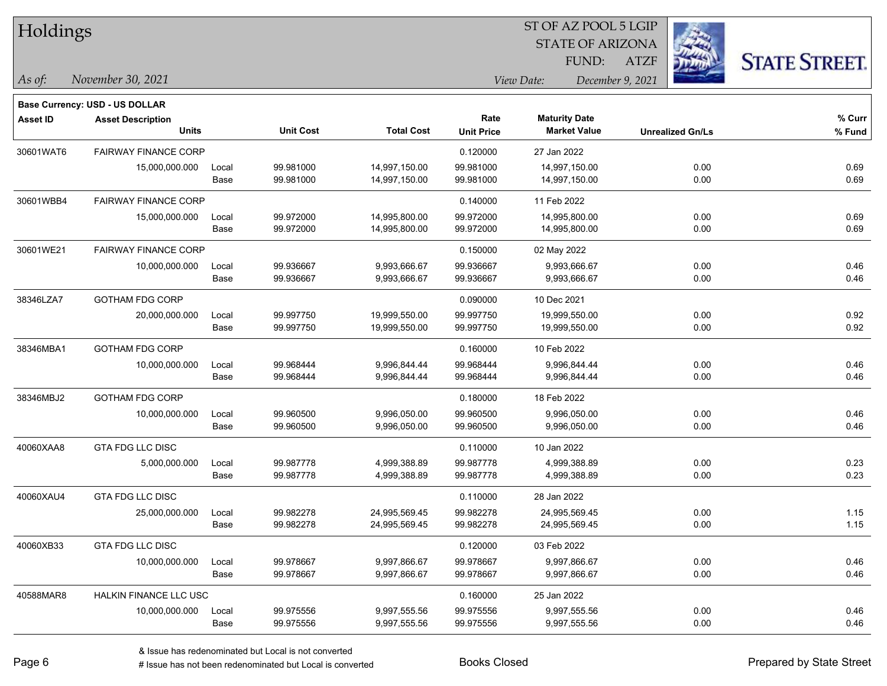# Holdings

ST OF AZ POOL 5 LGIP
STATE OF ARIZONA
FUND: ATZF

*As of:* November 30, 2021

*View Date:* December 9, 2021

**Base Currency: USD - US DOLLAR**

| Asset ID | Asset Description / Units | | Unit Cost | Total Cost | Rate / Unit Price | Maturity Date / Market Value | Unrealized Gn/Ls | % Curr / % Fund |
|---|---|---|---|---|---|---|---|---|
| 30601WAT6 | FAIRWAY FINANCE CORP | | | | 0.120000 | 27 Jan 2022 | | |
| | 15,000,000.000 | Local | 99.981000 | 14,997,150.00 | 99.981000 | 14,997,150.00 | 0.00 | 0.69 |
| | | Base | 99.981000 | 14,997,150.00 | 99.981000 | 14,997,150.00 | 0.00 | 0.69 |
| 30601WBB4 | FAIRWAY FINANCE CORP | | | | 0.140000 | 11 Feb 2022 | | |
| | 15,000,000.000 | Local | 99.972000 | 14,995,800.00 | 99.972000 | 14,995,800.00 | 0.00 | 0.69 |
| | | Base | 99.972000 | 14,995,800.00 | 99.972000 | 14,995,800.00 | 0.00 | 0.69 |
| 30601WE21 | FAIRWAY FINANCE CORP | | | | 0.150000 | 02 May 2022 | | |
| | 10,000,000.000 | Local | 99.936667 | 9,993,666.67 | 99.936667 | 9,993,666.67 | 0.00 | 0.46 |
| | | Base | 99.936667 | 9,993,666.67 | 99.936667 | 9,993,666.67 | 0.00 | 0.46 |
| 38346LZA7 | GOTHAM FDG CORP | | | | 0.090000 | 10 Dec 2021 | | |
| | 20,000,000.000 | Local | 99.997750 | 19,999,550.00 | 99.997750 | 19,999,550.00 | 0.00 | 0.92 |
| | | Base | 99.997750 | 19,999,550.00 | 99.997750 | 19,999,550.00 | 0.00 | 0.92 |
| 38346MBA1 | GOTHAM FDG CORP | | | | 0.160000 | 10 Feb 2022 | | |
| | 10,000,000.000 | Local | 99.968444 | 9,996,844.44 | 99.968444 | 9,996,844.44 | 0.00 | 0.46 |
| | | Base | 99.968444 | 9,996,844.44 | 99.968444 | 9,996,844.44 | 0.00 | 0.46 |
| 38346MBJ2 | GOTHAM FDG CORP | | | | 0.180000 | 18 Feb 2022 | | |
| | 10,000,000.000 | Local | 99.960500 | 9,996,050.00 | 99.960500 | 9,996,050.00 | 0.00 | 0.46 |
| | | Base | 99.960500 | 9,996,050.00 | 99.960500 | 9,996,050.00 | 0.00 | 0.46 |
| 40060XAA8 | GTA FDG LLC DISC | | | | 0.110000 | 10 Jan 2022 | | |
| | 5,000,000.000 | Local | 99.987778 | 4,999,388.89 | 99.987778 | 4,999,388.89 | 0.00 | 0.23 |
| | | Base | 99.987778 | 4,999,388.89 | 99.987778 | 4,999,388.89 | 0.00 | 0.23 |
| 40060XAU4 | GTA FDG LLC DISC | | | | 0.110000 | 28 Jan 2022 | | |
| | 25,000,000.000 | Local | 99.982278 | 24,995,569.45 | 99.982278 | 24,995,569.45 | 0.00 | 1.15 |
| | | Base | 99.982278 | 24,995,569.45 | 99.982278 | 24,995,569.45 | 0.00 | 1.15 |
| 40060XB33 | GTA FDG LLC DISC | | | | 0.120000 | 03 Feb 2022 | | |
| | 10,000,000.000 | Local | 99.978667 | 9,997,866.67 | 99.978667 | 9,997,866.67 | 0.00 | 0.46 |
| | | Base | 99.978667 | 9,997,866.67 | 99.978667 | 9,997,866.67 | 0.00 | 0.46 |
| 40588MAR8 | HALKIN FINANCE LLC USC | | | | 0.160000 | 25 Jan 2022 | | |
| | 10,000,000.000 | Local | 99.975556 | 9,997,555.56 | 99.975556 | 9,997,555.56 | 0.00 | 0.46 |
| | | Base | 99.975556 | 9,997,555.56 | 99.975556 | 9,997,555.56 | 0.00 | 0.46 |

& Issue has redenominated but Local is not converted

# Issue has not been redenominated but Local is converted

Books Closed

Prepared by State Street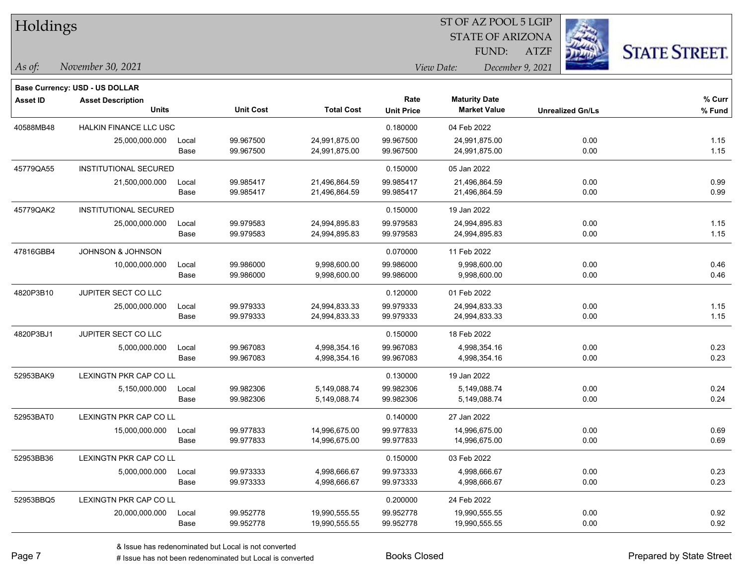# Holdings

ST OF AZ POOL 5 LGIP
STATE OF ARIZONA
FUND: ATZF

*As of:* November 30, 2021

*View Date:* December 9, 2021

**Base Currency: USD - US DOLLAR**

| Asset ID | Asset Description / Units | | Unit Cost | Total Cost | Rate / Unit Price | Maturity Date / Market Value | Unrealized Gn/Ls | % Curr / % Fund |
|---|---|---|---|---|---|---|---|---|
| 40588MB48 | HALKIN FINANCE LLC USC | | | | 0.180000 | 04 Feb 2022 | | |
| | 25,000,000.000 | Local | 99.967500 | 24,991,875.00 | 99.967500 | 24,991,875.00 | 0.00 | 1.15 |
| | | Base | 99.967500 | 24,991,875.00 | 99.967500 | 24,991,875.00 | 0.00 | 1.15 |
| 45779QA55 | INSTITUTIONAL SECURED | | | | 0.150000 | 05 Jan 2022 | | |
| | 21,500,000.000 | Local | 99.985417 | 21,496,864.59 | 99.985417 | 21,496,864.59 | 0.00 | 0.99 |
| | | Base | 99.985417 | 21,496,864.59 | 99.985417 | 21,496,864.59 | 0.00 | 0.99 |
| 45779QAK2 | INSTITUTIONAL SECURED | | | | 0.150000 | 19 Jan 2022 | | |
| | 25,000,000.000 | Local | 99.979583 | 24,994,895.83 | 99.979583 | 24,994,895.83 | 0.00 | 1.15 |
| | | Base | 99.979583 | 24,994,895.83 | 99.979583 | 24,994,895.83 | 0.00 | 1.15 |
| 47816GBB4 | JOHNSON & JOHNSON | | | | 0.070000 | 11 Feb 2022 | | |
| | 10,000,000.000 | Local | 99.986000 | 9,998,600.00 | 99.986000 | 9,998,600.00 | 0.00 | 0.46 |
| | | Base | 99.986000 | 9,998,600.00 | 99.986000 | 9,998,600.00 | 0.00 | 0.46 |
| 4820P3B10 | JUPITER SECT CO LLC | | | | 0.120000 | 01 Feb 2022 | | |
| | 25,000,000.000 | Local | 99.979333 | 24,994,833.33 | 99.979333 | 24,994,833.33 | 0.00 | 1.15 |
| | | Base | 99.979333 | 24,994,833.33 | 99.979333 | 24,994,833.33 | 0.00 | 1.15 |
| 4820P3BJ1 | JUPITER SECT CO LLC | | | | 0.150000 | 18 Feb 2022 | | |
| | 5,000,000.000 | Local | 99.967083 | 4,998,354.16 | 99.967083 | 4,998,354.16 | 0.00 | 0.23 |
| | | Base | 99.967083 | 4,998,354.16 | 99.967083 | 4,998,354.16 | 0.00 | 0.23 |
| 52953BAK9 | LEXINGTN PKR CAP CO LL | | | | 0.130000 | 19 Jan 2022 | | |
| | 5,150,000.000 | Local | 99.982306 | 5,149,088.74 | 99.982306 | 5,149,088.74 | 0.00 | 0.24 |
| | | Base | 99.982306 | 5,149,088.74 | 99.982306 | 5,149,088.74 | 0.00 | 0.24 |
| 52953BAT0 | LEXINGTN PKR CAP CO LL | | | | 0.140000 | 27 Jan 2022 | | |
| | 15,000,000.000 | Local | 99.977833 | 14,996,675.00 | 99.977833 | 14,996,675.00 | 0.00 | 0.69 |
| | | Base | 99.977833 | 14,996,675.00 | 99.977833 | 14,996,675.00 | 0.00 | 0.69 |
| 52953BB36 | LEXINGTN PKR CAP CO LL | | | | 0.150000 | 03 Feb 2022 | | |
| | 5,000,000.000 | Local | 99.973333 | 4,998,666.67 | 99.973333 | 4,998,666.67 | 0.00 | 0.23 |
| | | Base | 99.973333 | 4,998,666.67 | 99.973333 | 4,998,666.67 | 0.00 | 0.23 |
| 52953BBQ5 | LEXINGTN PKR CAP CO LL | | | | 0.200000 | 24 Feb 2022 | | |
| | 20,000,000.000 | Local | 99.952778 | 19,990,555.55 | 99.952778 | 19,990,555.55 | 0.00 | 0.92 |
| | | Base | 99.952778 | 19,990,555.55 | 99.952778 | 19,990,555.55 | 0.00 | 0.92 |

& Issue has redenominated but Local is not converted
# Issue has not been redenominated but Local is converted

Books Closed

Prepared by State Street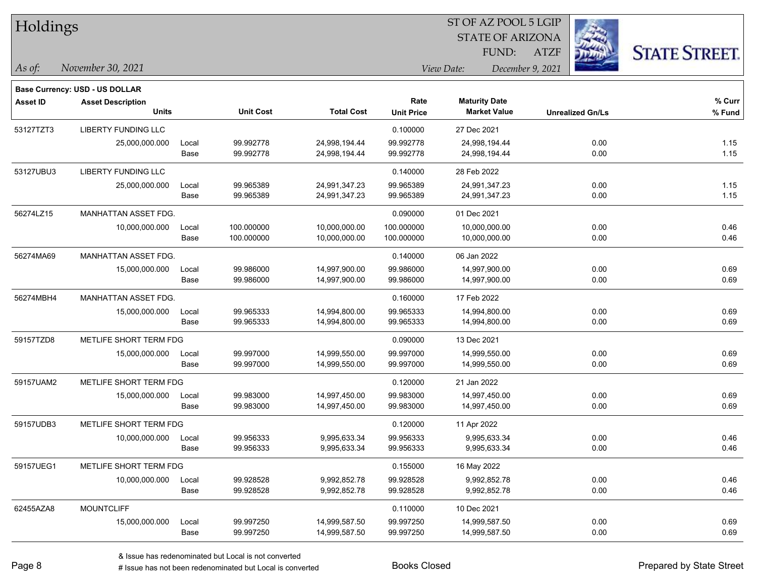# Holdings

ST OF AZ POOL 5 LGIP
STATE OF ARIZONA
FUND: ATZF

*As of:* November 30, 2021

*View Date:* December 9, 2021

**Base Currency: USD - US DOLLAR**

| Asset ID | Asset Description / Units | | Unit Cost | Total Cost | Rate / Unit Price | Maturity Date / Market Value | Unrealized Gn/Ls | % Curr / % Fund |
|---|---|---|---|---|---|---|---|---|
| 53127TZT3 | LIBERTY FUNDING LLC | | | | 0.100000 | 27 Dec 2021 | | |
| | 25,000,000.000 | Local | 99.992778 | 24,998,194.44 | 99.992778 | 24,998,194.44 | 0.00 | 1.15 |
| | | Base | 99.992778 | 24,998,194.44 | 99.992778 | 24,998,194.44 | 0.00 | 1.15 |
| 53127UBU3 | LIBERTY FUNDING LLC | | | | 0.140000 | 28 Feb 2022 | | |
| | 25,000,000.000 | Local | 99.965389 | 24,991,347.23 | 99.965389 | 24,991,347.23 | 0.00 | 1.15 |
| | | Base | 99.965389 | 24,991,347.23 | 99.965389 | 24,991,347.23 | 0.00 | 1.15 |
| 56274LZ15 | MANHATTAN ASSET FDG. | | | | 0.090000 | 01 Dec 2021 | | |
| | 10,000,000.000 | Local | 100.000000 | 10,000,000.00 | 100.000000 | 10,000,000.00 | 0.00 | 0.46 |
| | | Base | 100.000000 | 10,000,000.00 | 100.000000 | 10,000,000.00 | 0.00 | 0.46 |
| 56274MA69 | MANHATTAN ASSET FDG. | | | | 0.140000 | 06 Jan 2022 | | |
| | 15,000,000.000 | Local | 99.986000 | 14,997,900.00 | 99.986000 | 14,997,900.00 | 0.00 | 0.69 |
| | | Base | 99.986000 | 14,997,900.00 | 99.986000 | 14,997,900.00 | 0.00 | 0.69 |
| 56274MBH4 | MANHATTAN ASSET FDG. | | | | 0.160000 | 17 Feb 2022 | | |
| | 15,000,000.000 | Local | 99.965333 | 14,994,800.00 | 99.965333 | 14,994,800.00 | 0.00 | 0.69 |
| | | Base | 99.965333 | 14,994,800.00 | 99.965333 | 14,994,800.00 | 0.00 | 0.69 |
| 59157TZD8 | METLIFE SHORT TERM FDG | | | | 0.090000 | 13 Dec 2021 | | |
| | 15,000,000.000 | Local | 99.997000 | 14,999,550.00 | 99.997000 | 14,999,550.00 | 0.00 | 0.69 |
| | | Base | 99.997000 | 14,999,550.00 | 99.997000 | 14,999,550.00 | 0.00 | 0.69 |
| 59157UAM2 | METLIFE SHORT TERM FDG | | | | 0.120000 | 21 Jan 2022 | | |
| | 15,000,000.000 | Local | 99.983000 | 14,997,450.00 | 99.983000 | 14,997,450.00 | 0.00 | 0.69 |
| | | Base | 99.983000 | 14,997,450.00 | 99.983000 | 14,997,450.00 | 0.00 | 0.69 |
| 59157UDB3 | METLIFE SHORT TERM FDG | | | | 0.120000 | 11 Apr 2022 | | |
| | 10,000,000.000 | Local | 99.956333 | 9,995,633.34 | 99.956333 | 9,995,633.34 | 0.00 | 0.46 |
| | | Base | 99.956333 | 9,995,633.34 | 99.956333 | 9,995,633.34 | 0.00 | 0.46 |
| 59157UEG1 | METLIFE SHORT TERM FDG | | | | 0.155000 | 16 May 2022 | | |
| | 10,000,000.000 | Local | 99.928528 | 9,992,852.78 | 99.928528 | 9,992,852.78 | 0.00 | 0.46 |
| | | Base | 99.928528 | 9,992,852.78 | 99.928528 | 9,992,852.78 | 0.00 | 0.46 |
| 62455AZA8 | MOUNTCLIFF | | | | 0.110000 | 10 Dec 2021 | | |
| | 15,000,000.000 | Local | 99.997250 | 14,999,587.50 | 99.997250 | 14,999,587.50 | 0.00 | 0.69 |
| | | Base | 99.997250 | 14,999,587.50 | 99.997250 | 14,999,587.50 | 0.00 | 0.69 |

& Issue has redenominated but Local is not converted
# Issue has not been redenominated but Local is converted

Books Closed

Prepared by State Street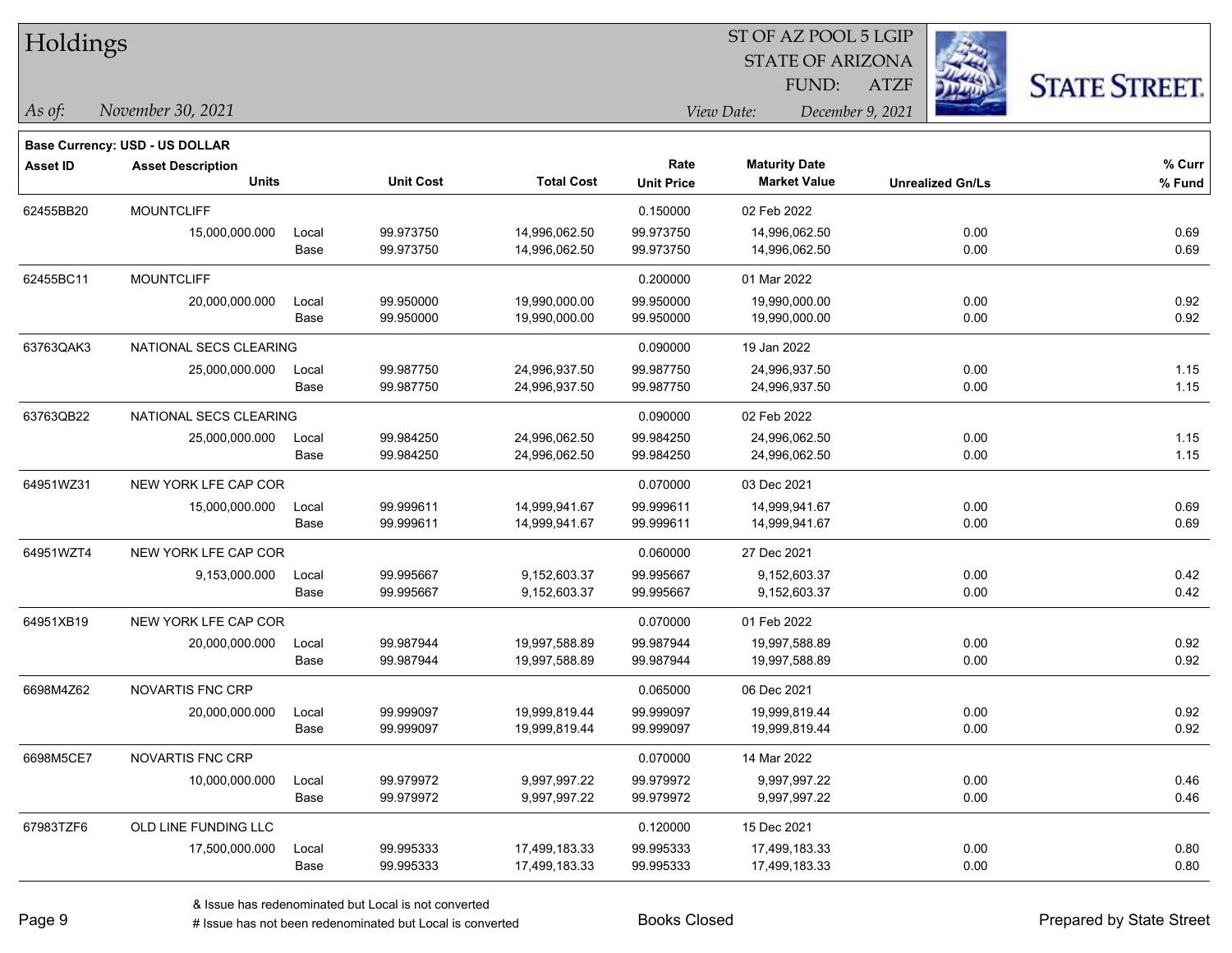# Holdings

ST OF AZ POOL 5 LGIP
STATE OF ARIZONA
FUND: ATZF

*As of:* *November 30, 2021*

*View Date:* *December 9, 2021*

**Base Currency: USD - US DOLLAR**

| Asset ID | Asset Description / Units | | Unit Cost | Total Cost | Rate / Unit Price | Maturity Date / Market Value | Unrealized Gn/Ls | % Curr / % Fund |
|---|---|---|---|---|---|---|---|---|
| 62455BB20 | MOUNTCLIFF | | | | 0.150000 | 02 Feb 2022 | | |
| | 15,000,000.000 | Local | 99.973750 | 14,996,062.50 | 99.973750 | 14,996,062.50 | 0.00 | 0.69 |
| | | Base | 99.973750 | 14,996,062.50 | 99.973750 | 14,996,062.50 | 0.00 | 0.69 |
| 62455BC11 | MOUNTCLIFF | | | | 0.200000 | 01 Mar 2022 | | |
| | 20,000,000.000 | Local | 99.950000 | 19,990,000.00 | 99.950000 | 19,990,000.00 | 0.00 | 0.92 |
| | | Base | 99.950000 | 19,990,000.00 | 99.950000 | 19,990,000.00 | 0.00 | 0.92 |
| 63763QAK3 | NATIONAL SECS CLEARING | | | | 0.090000 | 19 Jan 2022 | | |
| | 25,000,000.000 | Local | 99.987750 | 24,996,937.50 | 99.987750 | 24,996,937.50 | 0.00 | 1.15 |
| | | Base | 99.987750 | 24,996,937.50 | 99.987750 | 24,996,937.50 | 0.00 | 1.15 |
| 63763QB22 | NATIONAL SECS CLEARING | | | | 0.090000 | 02 Feb 2022 | | |
| | 25,000,000.000 | Local | 99.984250 | 24,996,062.50 | 99.984250 | 24,996,062.50 | 0.00 | 1.15 |
| | | Base | 99.984250 | 24,996,062.50 | 99.984250 | 24,996,062.50 | 0.00 | 1.15 |
| 64951WZ31 | NEW YORK LFE CAP COR | | | | 0.070000 | 03 Dec 2021 | | |
| | 15,000,000.000 | Local | 99.999611 | 14,999,941.67 | 99.999611 | 14,999,941.67 | 0.00 | 0.69 |
| | | Base | 99.999611 | 14,999,941.67 | 99.999611 | 14,999,941.67 | 0.00 | 0.69 |
| 64951WZT4 | NEW YORK LFE CAP COR | | | | 0.060000 | 27 Dec 2021 | | |
| | 9,153,000.000 | Local | 99.995667 | 9,152,603.37 | 99.995667 | 9,152,603.37 | 0.00 | 0.42 |
| | | Base | 99.995667 | 9,152,603.37 | 99.995667 | 9,152,603.37 | 0.00 | 0.42 |
| 64951XB19 | NEW YORK LFE CAP COR | | | | 0.070000 | 01 Feb 2022 | | |
| | 20,000,000.000 | Local | 99.987944 | 19,997,588.89 | 99.987944 | 19,997,588.89 | 0.00 | 0.92 |
| | | Base | 99.987944 | 19,997,588.89 | 99.987944 | 19,997,588.89 | 0.00 | 0.92 |
| 6698M4Z62 | NOVARTIS FNC CRP | | | | 0.065000 | 06 Dec 2021 | | |
| | 20,000,000.000 | Local | 99.999097 | 19,999,819.44 | 99.999097 | 19,999,819.44 | 0.00 | 0.92 |
| | | Base | 99.999097 | 19,999,819.44 | 99.999097 | 19,999,819.44 | 0.00 | 0.92 |
| 6698M5CE7 | NOVARTIS FNC CRP | | | | 0.070000 | 14 Mar 2022 | | |
| | 10,000,000.000 | Local | 99.979972 | 9,997,997.22 | 99.979972 | 9,997,997.22 | 0.00 | 0.46 |
| | | Base | 99.979972 | 9,997,997.22 | 99.979972 | 9,997,997.22 | 0.00 | 0.46 |
| 67983TZF6 | OLD LINE FUNDING LLC | | | | 0.120000 | 15 Dec 2021 | | |
| | 17,500,000.000 | Local | 99.995333 | 17,499,183.33 | 99.995333 | 17,499,183.33 | 0.00 | 0.80 |
| | | Base | 99.995333 | 17,499,183.33 | 99.995333 | 17,499,183.33 | 0.00 | 0.80 |

& Issue has redenominated but Local is not converted
# Issue has not been redenominated but Local is converted

Books Closed

Prepared by State Street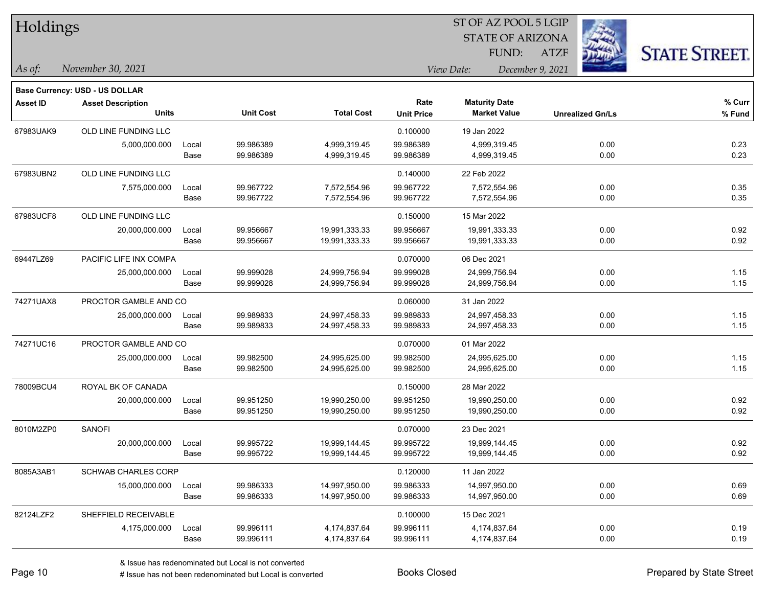# Holdings

ST OF AZ POOL 5 LGIP
STATE OF ARIZONA
FUND: ATZF

*As of:* November 30, 2021

*View Date:* December 9, 2021

**Base Currency: USD - US DOLLAR**

| Asset ID | Asset Description / Units | | Unit Cost | Total Cost | Rate / Unit Price | Maturity Date / Market Value | Unrealized Gn/Ls | % Curr / % Fund |
|---|---|---|---|---|---|---|---|---|
| 67983UAK9 | OLD LINE FUNDING LLC | | | | 0.100000 | 19 Jan 2022 | | |
| | 5,000,000.000 | Local | 99.986389 | 4,999,319.45 | 99.986389 | 4,999,319.45 | 0.00 | 0.23 |
| | | Base | 99.986389 | 4,999,319.45 | 99.986389 | 4,999,319.45 | 0.00 | 0.23 |
| 67983UBN2 | OLD LINE FUNDING LLC | | | | 0.140000 | 22 Feb 2022 | | |
| | 7,575,000.000 | Local | 99.967722 | 7,572,554.96 | 99.967722 | 7,572,554.96 | 0.00 | 0.35 |
| | | Base | 99.967722 | 7,572,554.96 | 99.967722 | 7,572,554.96 | 0.00 | 0.35 |
| 67983UCF8 | OLD LINE FUNDING LLC | | | | 0.150000 | 15 Mar 2022 | | |
| | 20,000,000.000 | Local | 99.956667 | 19,991,333.33 | 99.956667 | 19,991,333.33 | 0.00 | 0.92 |
| | | Base | 99.956667 | 19,991,333.33 | 99.956667 | 19,991,333.33 | 0.00 | 0.92 |
| 69447LZ69 | PACIFIC LIFE INX COMPA | | | | 0.070000 | 06 Dec 2021 | | |
| | 25,000,000.000 | Local | 99.999028 | 24,999,756.94 | 99.999028 | 24,999,756.94 | 0.00 | 1.15 |
| | | Base | 99.999028 | 24,999,756.94 | 99.999028 | 24,999,756.94 | 0.00 | 1.15 |
| 74271UAX8 | PROCTOR GAMBLE AND CO | | | | 0.060000 | 31 Jan 2022 | | |
| | 25,000,000.000 | Local | 99.989833 | 24,997,458.33 | 99.989833 | 24,997,458.33 | 0.00 | 1.15 |
| | | Base | 99.989833 | 24,997,458.33 | 99.989833 | 24,997,458.33 | 0.00 | 1.15 |
| 74271UC16 | PROCTOR GAMBLE AND CO | | | | 0.070000 | 01 Mar 2022 | | |
| | 25,000,000.000 | Local | 99.982500 | 24,995,625.00 | 99.982500 | 24,995,625.00 | 0.00 | 1.15 |
| | | Base | 99.982500 | 24,995,625.00 | 99.982500 | 24,995,625.00 | 0.00 | 1.15 |
| 78009BCU4 | ROYAL BK OF CANADA | | | | 0.150000 | 28 Mar 2022 | | |
| | 20,000,000.000 | Local | 99.951250 | 19,990,250.00 | 99.951250 | 19,990,250.00 | 0.00 | 0.92 |
| | | Base | 99.951250 | 19,990,250.00 | 99.951250 | 19,990,250.00 | 0.00 | 0.92 |
| 8010M2ZP0 | SANOFI | | | | 0.070000 | 23 Dec 2021 | | |
| | 20,000,000.000 | Local | 99.995722 | 19,999,144.45 | 99.995722 | 19,999,144.45 | 0.00 | 0.92 |
| | | Base | 99.995722 | 19,999,144.45 | 99.995722 | 19,999,144.45 | 0.00 | 0.92 |
| 8085A3AB1 | SCHWAB CHARLES CORP | | | | 0.120000 | 11 Jan 2022 | | |
| | 15,000,000.000 | Local | 99.986333 | 14,997,950.00 | 99.986333 | 14,997,950.00 | 0.00 | 0.69 |
| | | Base | 99.986333 | 14,997,950.00 | 99.986333 | 14,997,950.00 | 0.00 | 0.69 |
| 82124LZF2 | SHEFFIELD RECEIVABLE | | | | 0.100000 | 15 Dec 2021 | | |
| | 4,175,000.000 | Local | 99.996111 | 4,174,837.64 | 99.996111 | 4,174,837.64 | 0.00 | 0.19 |
| | | Base | 99.996111 | 4,174,837.64 | 99.996111 | 4,174,837.64 | 0.00 | 0.19 |

& Issue has redenominated but Local is not converted
# Issue has not been redenominated but Local is converted

Books Closed

Prepared by State Street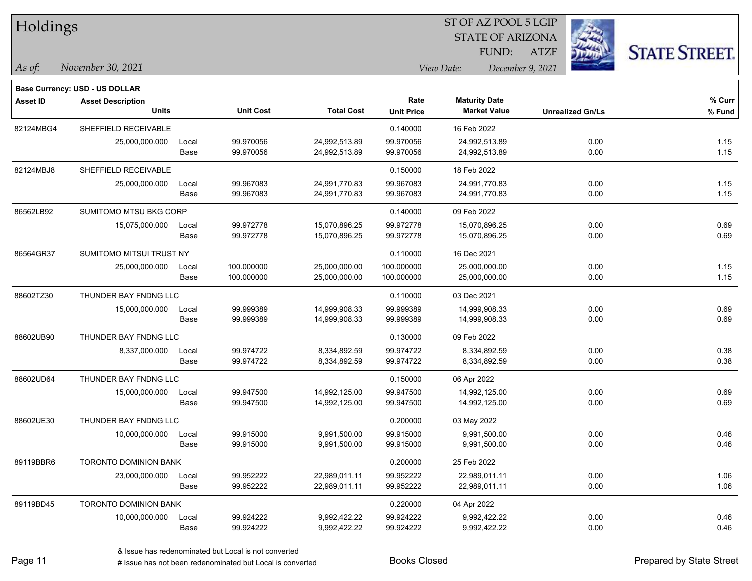# Holdings

ST OF AZ POOL 5 LGIP
STATE OF ARIZONA
FUND: ATZF

*As of:* *November 30, 2021*

*View Date:* *December 9, 2021*

**Base Currency: USD - US DOLLAR**

| Asset ID | Asset Description / Units | | Unit Cost | Total Cost | Rate / Unit Price | Maturity Date / Market Value | Unrealized Gn/Ls | % Curr / % Fund |
|---|---|---|---|---|---|---|---|---|
| 82124MBG4 | SHEFFIELD RECEIVABLE | | | | 0.140000 | 16 Feb 2022 | | |
| | 25,000,000.000 | Local | 99.970056 | 24,992,513.89 | 99.970056 | 24,992,513.89 | 0.00 | 1.15 |
| | | Base | 99.970056 | 24,992,513.89 | 99.970056 | 24,992,513.89 | 0.00 | 1.15 |
| 82124MBJ8 | SHEFFIELD RECEIVABLE | | | | 0.150000 | 18 Feb 2022 | | |
| | 25,000,000.000 | Local | 99.967083 | 24,991,770.83 | 99.967083 | 24,991,770.83 | 0.00 | 1.15 |
| | | Base | 99.967083 | 24,991,770.83 | 99.967083 | 24,991,770.83 | 0.00 | 1.15 |
| 86562LB92 | SUMITOMO MTSU BKG CORP | | | | 0.140000 | 09 Feb 2022 | | |
| | 15,075,000.000 | Local | 99.972778 | 15,070,896.25 | 99.972778 | 15,070,896.25 | 0.00 | 0.69 |
| | | Base | 99.972778 | 15,070,896.25 | 99.972778 | 15,070,896.25 | 0.00 | 0.69 |
| 86564GR37 | SUMITOMO MITSUI TRUST NY | | | | 0.110000 | 16 Dec 2021 | | |
| | 25,000,000.000 | Local | 100.000000 | 25,000,000.00 | 100.000000 | 25,000,000.00 | 0.00 | 1.15 |
| | | Base | 100.000000 | 25,000,000.00 | 100.000000 | 25,000,000.00 | 0.00 | 1.15 |
| 88602TZ30 | THUNDER BAY FNDNG LLC | | | | 0.110000 | 03 Dec 2021 | | |
| | 15,000,000.000 | Local | 99.999389 | 14,999,908.33 | 99.999389 | 14,999,908.33 | 0.00 | 0.69 |
| | | Base | 99.999389 | 14,999,908.33 | 99.999389 | 14,999,908.33 | 0.00 | 0.69 |
| 88602UB90 | THUNDER BAY FNDNG LLC | | | | 0.130000 | 09 Feb 2022 | | |
| | 8,337,000.000 | Local | 99.974722 | 8,334,892.59 | 99.974722 | 8,334,892.59 | 0.00 | 0.38 |
| | | Base | 99.974722 | 8,334,892.59 | 99.974722 | 8,334,892.59 | 0.00 | 0.38 |
| 88602UD64 | THUNDER BAY FNDNG LLC | | | | 0.150000 | 06 Apr 2022 | | |
| | 15,000,000.000 | Local | 99.947500 | 14,992,125.00 | 99.947500 | 14,992,125.00 | 0.00 | 0.69 |
| | | Base | 99.947500 | 14,992,125.00 | 99.947500 | 14,992,125.00 | 0.00 | 0.69 |
| 88602UE30 | THUNDER BAY FNDNG LLC | | | | 0.200000 | 03 May 2022 | | |
| | 10,000,000.000 | Local | 99.915000 | 9,991,500.00 | 99.915000 | 9,991,500.00 | 0.00 | 0.46 |
| | | Base | 99.915000 | 9,991,500.00 | 99.915000 | 9,991,500.00 | 0.00 | 0.46 |
| 89119BBR6 | TORONTO DOMINION BANK | | | | 0.200000 | 25 Feb 2022 | | |
| | 23,000,000.000 | Local | 99.952222 | 22,989,011.11 | 99.952222 | 22,989,011.11 | 0.00 | 1.06 |
| | | Base | 99.952222 | 22,989,011.11 | 99.952222 | 22,989,011.11 | 0.00 | 1.06 |
| 89119BD45 | TORONTO DOMINION BANK | | | | 0.220000 | 04 Apr 2022 | | |
| | 10,000,000.000 | Local | 99.924222 | 9,992,422.22 | 99.924222 | 9,992,422.22 | 0.00 | 0.46 |
| | | Base | 99.924222 | 9,992,422.22 | 99.924222 | 9,992,422.22 | 0.00 | 0.46 |

& Issue has redenominated but Local is not converted
# Issue has not been redenominated but Local is converted

Books Closed

Prepared by State Street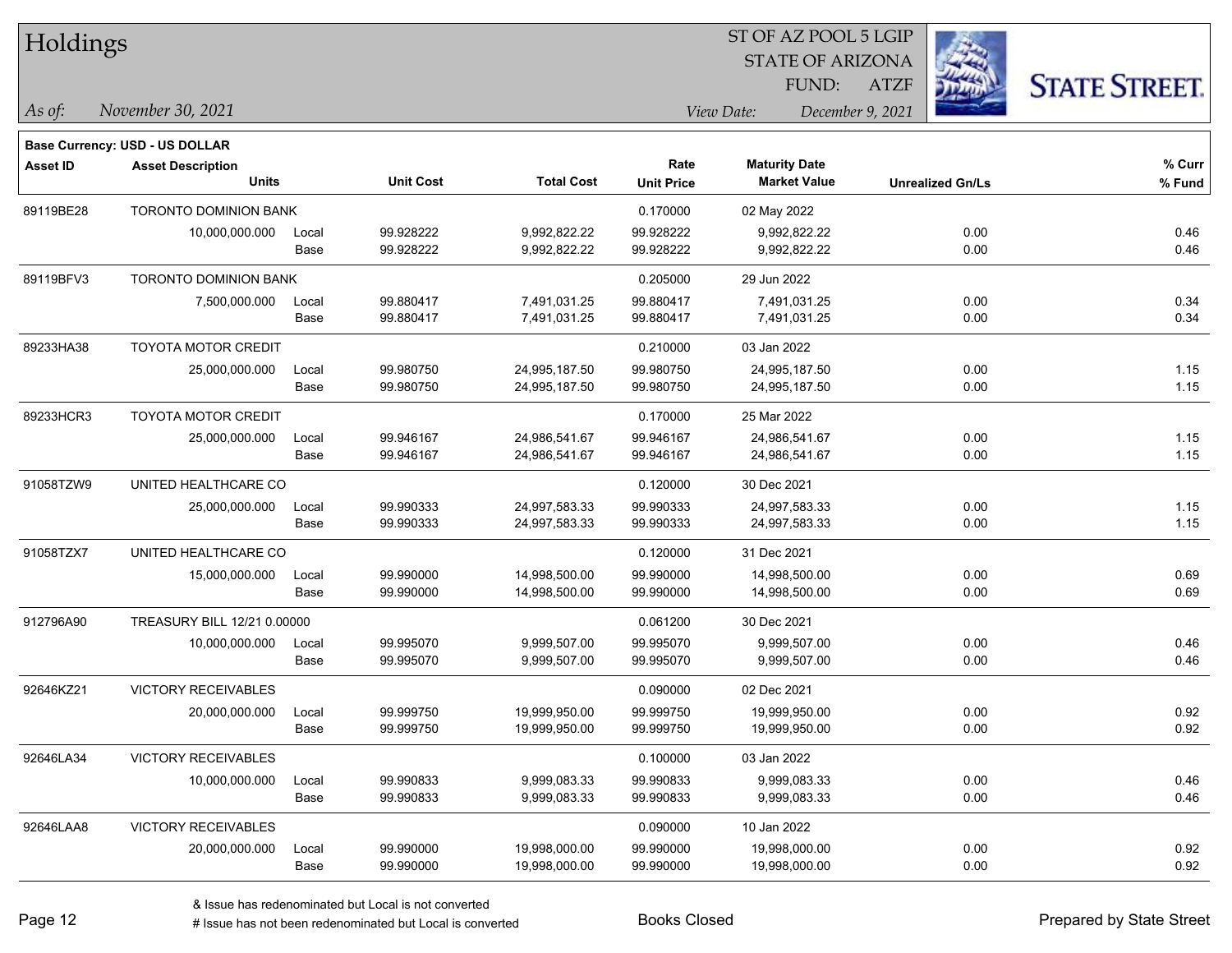# Holdings

ST OF AZ POOL 5 LGIP
STATE OF ARIZONA
FUND: ATZF

*As of:* *November 30, 2021*

*View Date:* *December 9, 2021*

**Base Currency: USD - US DOLLAR**

| Asset ID | Asset Description / Units | | Unit Cost | Total Cost | Rate / Unit Price | Maturity Date / Market Value | Unrealized Gn/Ls | % Curr / % Fund |
|---|---|---|---|---|---|---|---|---|
| 89119BE28 | TORONTO DOMINION BANK | | | | 0.170000 | 02 May 2022 | | |
| | 10,000,000.000 | Local | 99.928222 | 9,992,822.22 | 99.928222 | 9,992,822.22 | 0.00 | 0.46 |
| | | Base | 99.928222 | 9,992,822.22 | 99.928222 | 9,992,822.22 | 0.00 | 0.46 |
| 89119BFV3 | TORONTO DOMINION BANK | | | | 0.205000 | 29 Jun 2022 | | |
| | 7,500,000.000 | Local | 99.880417 | 7,491,031.25 | 99.880417 | 7,491,031.25 | 0.00 | 0.34 |
| | | Base | 99.880417 | 7,491,031.25 | 99.880417 | 7,491,031.25 | 0.00 | 0.34 |
| 89233HA38 | TOYOTA MOTOR CREDIT | | | | 0.210000 | 03 Jan 2022 | | |
| | 25,000,000.000 | Local | 99.980750 | 24,995,187.50 | 99.980750 | 24,995,187.50 | 0.00 | 1.15 |
| | | Base | 99.980750 | 24,995,187.50 | 99.980750 | 24,995,187.50 | 0.00 | 1.15 |
| 89233HCR3 | TOYOTA MOTOR CREDIT | | | | 0.170000 | 25 Mar 2022 | | |
| | 25,000,000.000 | Local | 99.946167 | 24,986,541.67 | 99.946167 | 24,986,541.67 | 0.00 | 1.15 |
| | | Base | 99.946167 | 24,986,541.67 | 99.946167 | 24,986,541.67 | 0.00 | 1.15 |
| 91058TZW9 | UNITED HEALTHCARE CO | | | | 0.120000 | 30 Dec 2021 | | |
| | 25,000,000.000 | Local | 99.990333 | 24,997,583.33 | 99.990333 | 24,997,583.33 | 0.00 | 1.15 |
| | | Base | 99.990333 | 24,997,583.33 | 99.990333 | 24,997,583.33 | 0.00 | 1.15 |
| 91058TZX7 | UNITED HEALTHCARE CO | | | | 0.120000 | 31 Dec 2021 | | |
| | 15,000,000.000 | Local | 99.990000 | 14,998,500.00 | 99.990000 | 14,998,500.00 | 0.00 | 0.69 |
| | | Base | 99.990000 | 14,998,500.00 | 99.990000 | 14,998,500.00 | 0.00 | 0.69 |
| 912796A90 | TREASURY BILL 12/21 0.00000 | | | | 0.061200 | 30 Dec 2021 | | |
| | 10,000,000.000 | Local | 99.995070 | 9,999,507.00 | 99.995070 | 9,999,507.00 | 0.00 | 0.46 |
| | | Base | 99.995070 | 9,999,507.00 | 99.995070 | 9,999,507.00 | 0.00 | 0.46 |
| 92646KZ21 | VICTORY RECEIVABLES | | | | 0.090000 | 02 Dec 2021 | | |
| | 20,000,000.000 | Local | 99.999750 | 19,999,950.00 | 99.999750 | 19,999,950.00 | 0.00 | 0.92 |
| | | Base | 99.999750 | 19,999,950.00 | 99.999750 | 19,999,950.00 | 0.00 | 0.92 |
| 92646LA34 | VICTORY RECEIVABLES | | | | 0.100000 | 03 Jan 2022 | | |
| | 10,000,000.000 | Local | 99.990833 | 9,999,083.33 | 99.990833 | 9,999,083.33 | 0.00 | 0.46 |
| | | Base | 99.990833 | 9,999,083.33 | 99.990833 | 9,999,083.33 | 0.00 | 0.46 |
| 92646LAA8 | VICTORY RECEIVABLES | | | | 0.090000 | 10 Jan 2022 | | |
| | 20,000,000.000 | Local | 99.990000 | 19,998,000.00 | 99.990000 | 19,998,000.00 | 0.00 | 0.92 |
| | | Base | 99.990000 | 19,998,000.00 | 99.990000 | 19,998,000.00 | 0.00 | 0.92 |

& Issue has redenominated but Local is not converted
# Issue has not been redenominated but Local is converted

Books Closed

Prepared by State Street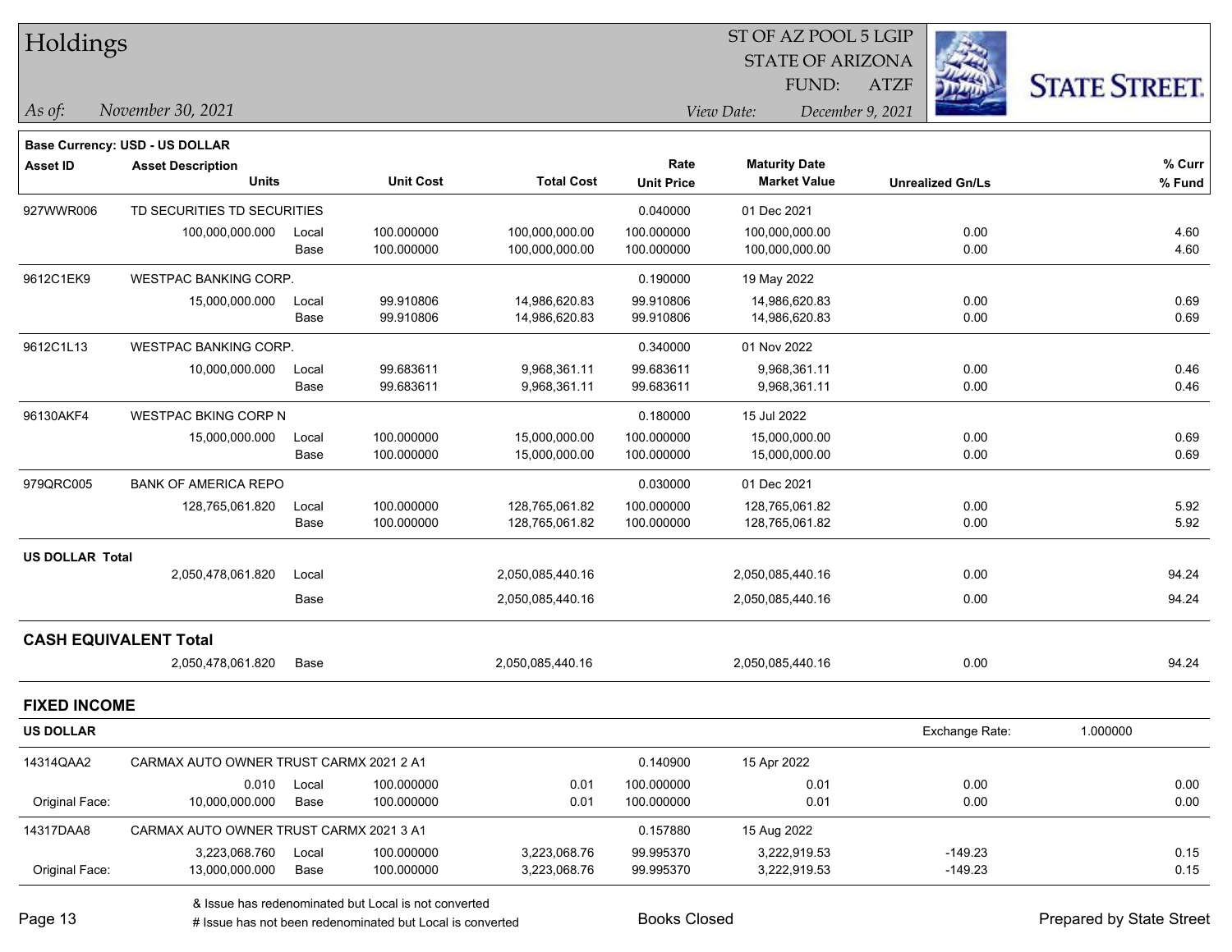# Holdings

ST OF AZ POOL 5 LGIP
STATE OF ARIZONA
FUND: ATZF

*As of:* *November 30, 2021*
*View Date:* *December 9, 2021*

STATE STREET.

**Base Currency: USD - US DOLLAR**

| Asset ID | Asset Description / Units | | Unit Cost | Total Cost | Rate / Unit Price | Maturity Date / Market Value | Unrealized Gn/Ls | % Curr / % Fund |
|---|---|---|---|---|---|---|---|---|
| 927WWR006 | TD SECURITIES TD SECURITIES | | | | 0.040000 | 01 Dec 2021 | | |
| | 100,000,000.000 | Local | 100.000000 | 100,000,000.00 | 100.000000 | 100,000,000.00 | 0.00 | 4.60 |
| | | Base | 100.000000 | 100,000,000.00 | 100.000000 | 100,000,000.00 | 0.00 | 4.60 |
| 9612C1EK9 | WESTPAC BANKING CORP. | | | | 0.190000 | 19 May 2022 | | |
| | 15,000,000.000 | Local | 99.910806 | 14,986,620.83 | 99.910806 | 14,986,620.83 | 0.00 | 0.69 |
| | | Base | 99.910806 | 14,986,620.83 | 99.910806 | 14,986,620.83 | 0.00 | 0.69 |
| 9612C1L13 | WESTPAC BANKING CORP. | | | | 0.340000 | 01 Nov 2022 | | |
| | 10,000,000.000 | Local | 99.683611 | 9,968,361.11 | 99.683611 | 9,968,361.11 | 0.00 | 0.46 |
| | | Base | 99.683611 | 9,968,361.11 | 99.683611 | 9,968,361.11 | 0.00 | 0.46 |
| 96130AKF4 | WESTPAC BKING CORP N | | | | 0.180000 | 15 Jul 2022 | | |
| | 15,000,000.000 | Local | 100.000000 | 15,000,000.00 | 100.000000 | 15,000,000.00 | 0.00 | 0.69 |
| | | Base | 100.000000 | 15,000,000.00 | 100.000000 | 15,000,000.00 | 0.00 | 0.69 |
| 979QRC005 | BANK OF AMERICA REPO | | | | 0.030000 | 01 Dec 2021 | | |
| | 128,765,061.820 | Local | 100.000000 | 128,765,061.82 | 100.000000 | 128,765,061.82 | 0.00 | 5.92 |
| | | Base | 100.000000 | 128,765,061.82 | 100.000000 | 128,765,061.82 | 0.00 | 5.92 |
| **US DOLLAR Total** | | | | | | | | |
| | 2,050,478,061.820 | Local | | 2,050,085,440.16 | | 2,050,085,440.16 | 0.00 | 94.24 |
| | | Base | | 2,050,085,440.16 | | 2,050,085,440.16 | 0.00 | 94.24 |
| **CASH EQUIVALENT Total** | | | | | | | | |
| | 2,050,478,061.820 | Base | | 2,050,085,440.16 | | 2,050,085,440.16 | 0.00 | 94.24 |

## FIXED INCOME

**US DOLLAR** — Exchange Rate: 1.000000

| Asset ID | Asset Description / Units | | Unit Cost | Total Cost | Rate / Unit Price | Maturity Date / Market Value | Unrealized Gn/Ls | % Curr / % Fund |
|---|---|---|---|---|---|---|---|---|
| 14314QAA2 | CARMAX AUTO OWNER TRUST CARMX 2021 2 A1 | | | | 0.140900 | 15 Apr 2022 | | |
| | 0.010 | Local | 100.000000 | 0.01 | 100.000000 | 0.01 | 0.00 | 0.00 |
| Original Face: | 10,000,000.000 | Base | 100.000000 | 0.01 | 100.000000 | 0.01 | 0.00 | 0.00 |
| 14317DAA8 | CARMAX AUTO OWNER TRUST CARMX 2021 3 A1 | | | | 0.157880 | 15 Aug 2022 | | |
| | 3,223,068.760 | Local | 100.000000 | 3,223,068.76 | 99.995370 | 3,222,919.53 | -149.23 | 0.15 |
| Original Face: | 13,000,000.000 | Base | 100.000000 | 3,223,068.76 | 99.995370 | 3,222,919.53 | -149.23 | 0.15 |

& Issue has redenominated but Local is not converted
# Issue has not been redenominated but Local is converted

Books Closed

Prepared by State Street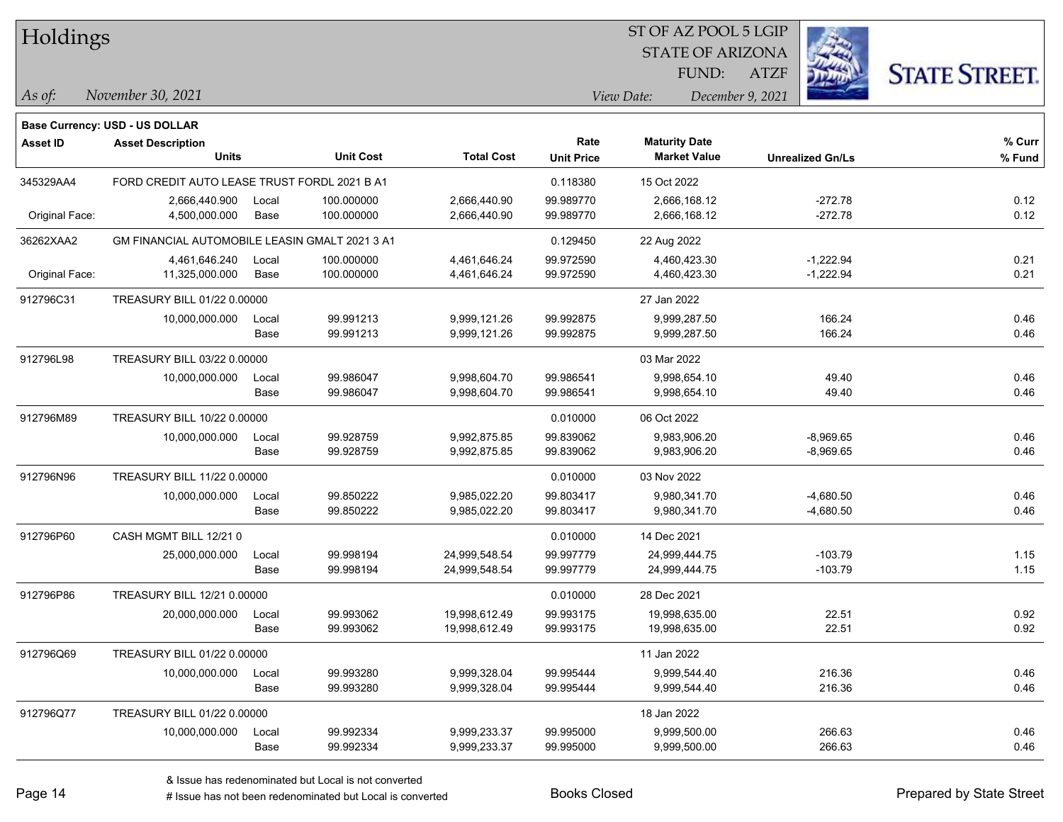# Holdings

ST OF AZ POOL 5 LGIP
STATE OF ARIZONA
FUND: ATZF

*As of:* November 30, 2021

*View Date:* December 9, 2021

**Base Currency: USD - US DOLLAR**

| Asset ID | Asset Description / Units | | Unit Cost | Total Cost | Rate / Unit Price | Maturity Date / Market Value | Unrealized Gn/Ls | % Curr / % Fund |
|---|---|---|---|---|---|---|---|---|
| 345329AA4 | FORD CREDIT AUTO LEASE TRUST FORDL 2021 B A1 | | | | 0.118380 | 15 Oct 2022 | | |
| | 2,666,440.900 | Local | 100.000000 | 2,666,440.90 | 99.989770 | 2,666,168.12 | -272.78 | 0.12 |
| Original Face: | 4,500,000.000 | Base | 100.000000 | 2,666,440.90 | 99.989770 | 2,666,168.12 | -272.78 | 0.12 |
| 36262XAA2 | GM FINANCIAL AUTOMOBILE LEASIN GMALT 2021 3 A1 | | | | 0.129450 | 22 Aug 2022 | | |
| | 4,461,646.240 | Local | 100.000000 | 4,461,646.24 | 99.972590 | 4,460,423.30 | -1,222.94 | 0.21 |
| Original Face: | 11,325,000.000 | Base | 100.000000 | 4,461,646.24 | 99.972590 | 4,460,423.30 | -1,222.94 | 0.21 |
| 912796C31 | TREASURY BILL 01/22 0.00000 | | | | | 27 Jan 2022 | | |
| | 10,000,000.000 | Local | 99.991213 | 9,999,121.26 | 99.992875 | 9,999,287.50 | 166.24 | 0.46 |
| | | Base | 99.991213 | 9,999,121.26 | 99.992875 | 9,999,287.50 | 166.24 | 0.46 |
| 912796L98 | TREASURY BILL 03/22 0.00000 | | | | | 03 Mar 2022 | | |
| | 10,000,000.000 | Local | 99.986047 | 9,998,604.70 | 99.986541 | 9,998,654.10 | 49.40 | 0.46 |
| | | Base | 99.986047 | 9,998,604.70 | 99.986541 | 9,998,654.10 | 49.40 | 0.46 |
| 912796M89 | TREASURY BILL 10/22 0.00000 | | | | 0.010000 | 06 Oct 2022 | | |
| | 10,000,000.000 | Local | 99.928759 | 9,992,875.85 | 99.839062 | 9,983,906.20 | -8,969.65 | 0.46 |
| | | Base | 99.928759 | 9,992,875.85 | 99.839062 | 9,983,906.20 | -8,969.65 | 0.46 |
| 912796N96 | TREASURY BILL 11/22 0.00000 | | | | 0.010000 | 03 Nov 2022 | | |
| | 10,000,000.000 | Local | 99.850222 | 9,985,022.20 | 99.803417 | 9,980,341.70 | -4,680.50 | 0.46 |
| | | Base | 99.850222 | 9,985,022.20 | 99.803417 | 9,980,341.70 | -4,680.50 | 0.46 |
| 912796P60 | CASH MGMT BILL 12/21 0 | | | | 0.010000 | 14 Dec 2021 | | |
| | 25,000,000.000 | Local | 99.998194 | 24,999,548.54 | 99.997779 | 24,999,444.75 | -103.79 | 1.15 |
| | | Base | 99.998194 | 24,999,548.54 | 99.997779 | 24,999,444.75 | -103.79 | 1.15 |
| 912796P86 | TREASURY BILL 12/21 0.00000 | | | | 0.010000 | 28 Dec 2021 | | |
| | 20,000,000.000 | Local | 99.993062 | 19,998,612.49 | 99.993175 | 19,998,635.00 | 22.51 | 0.92 |
| | | Base | 99.993062 | 19,998,612.49 | 99.993175 | 19,998,635.00 | 22.51 | 0.92 |
| 912796Q69 | TREASURY BILL 01/22 0.00000 | | | | | 11 Jan 2022 | | |
| | 10,000,000.000 | Local | 99.993280 | 9,999,328.04 | 99.995444 | 9,999,544.40 | 216.36 | 0.46 |
| | | Base | 99.993280 | 9,999,328.04 | 99.995444 | 9,999,544.40 | 216.36 | 0.46 |
| 912796Q77 | TREASURY BILL 01/22 0.00000 | | | | | 18 Jan 2022 | | |
| | 10,000,000.000 | Local | 99.992334 | 9,999,233.37 | 99.995000 | 9,999,500.00 | 266.63 | 0.46 |
| | | Base | 99.992334 | 9,999,233.37 | 99.995000 | 9,999,500.00 | 266.63 | 0.46 |

& Issue has redenominated but Local is not converted
# Issue has not been redenominated but Local is converted

Books Closed

Prepared by State Street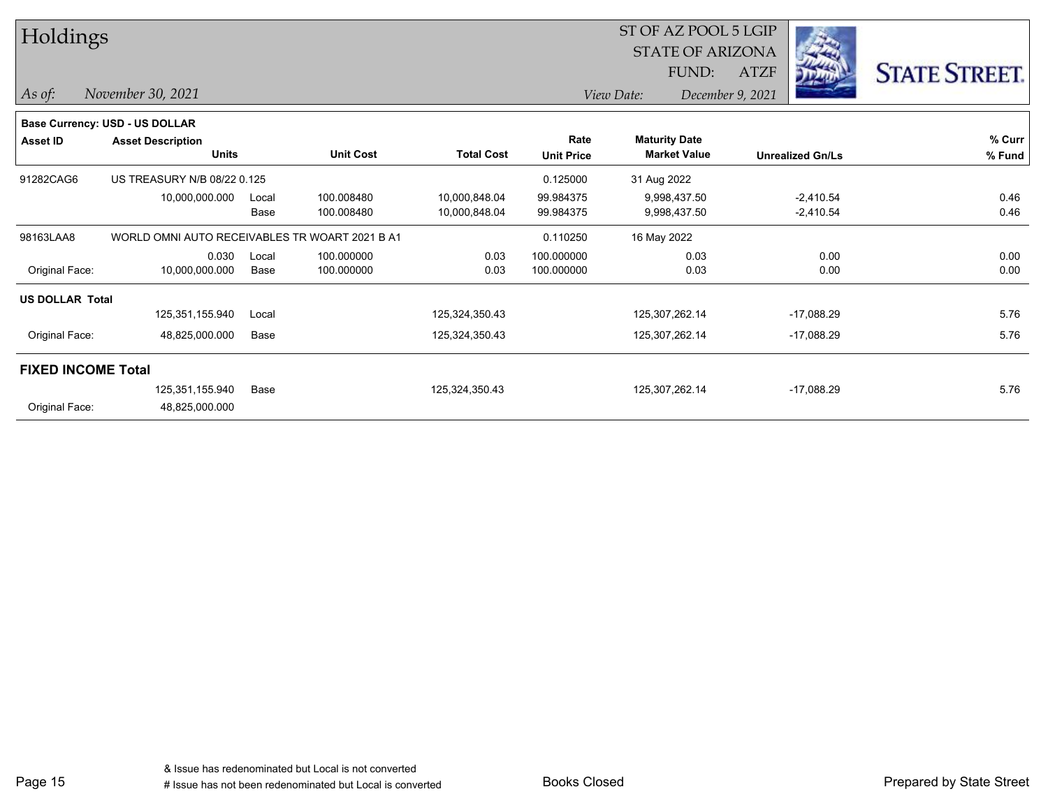# Holdings

ST OF AZ POOL 5 LGIP
STATE OF ARIZONA
FUND: ATZF

*As of:* November 30, 2021

*View Date:* December 9, 2021

**Base Currency: USD - US DOLLAR**

| Asset ID | Asset Description / Units | | Unit Cost | Total Cost | Rate / Unit Price | Maturity Date / Market Value | Unrealized Gn/Ls | % Curr / % Fund |
|---|---|---|---|---|---|---|---|---|
| 91282CAG6 | US TREASURY N/B 08/22 0.125 | | | | 0.125000 | 31 Aug 2022 | | |
| | 10,000,000.000 | Local | 100.008480 | 10,000,848.04 | 99.984375 | 9,998,437.50 | -2,410.54 | 0.46 |
| | | Base | 100.008480 | 10,000,848.04 | 99.984375 | 9,998,437.50 | -2,410.54 | 0.46 |
| 98163LAA8 | WORLD OMNI AUTO RECEIVABLES TR WOART 2021 B A1 | | | | 0.110250 | 16 May 2022 | | |
| | 0.030 | Local | 100.000000 | 0.03 | 100.000000 | 0.03 | 0.00 | 0.00 |
| Original Face: | 10,000,000.000 | Base | 100.000000 | 0.03 | 100.000000 | 0.03 | 0.00 | 0.00 |
| **US DOLLAR Total** | | | | | | | | |
| | 125,351,155.940 | Local | | 125,324,350.43 | | 125,307,262.14 | -17,088.29 | 5.76 |
| Original Face: | 48,825,000.000 | Base | | 125,324,350.43 | | 125,307,262.14 | -17,088.29 | 5.76 |
| **FIXED INCOME Total** | | | | | | | | |
| | 125,351,155.940 | Base | | 125,324,350.43 | | 125,307,262.14 | -17,088.29 | 5.76 |
| Original Face: | 48,825,000.000 | | | | | | | |

& Issue has redenominated but Local is not converted
# Issue has not been redenominated but Local is converted

Books Closed

Prepared by State Street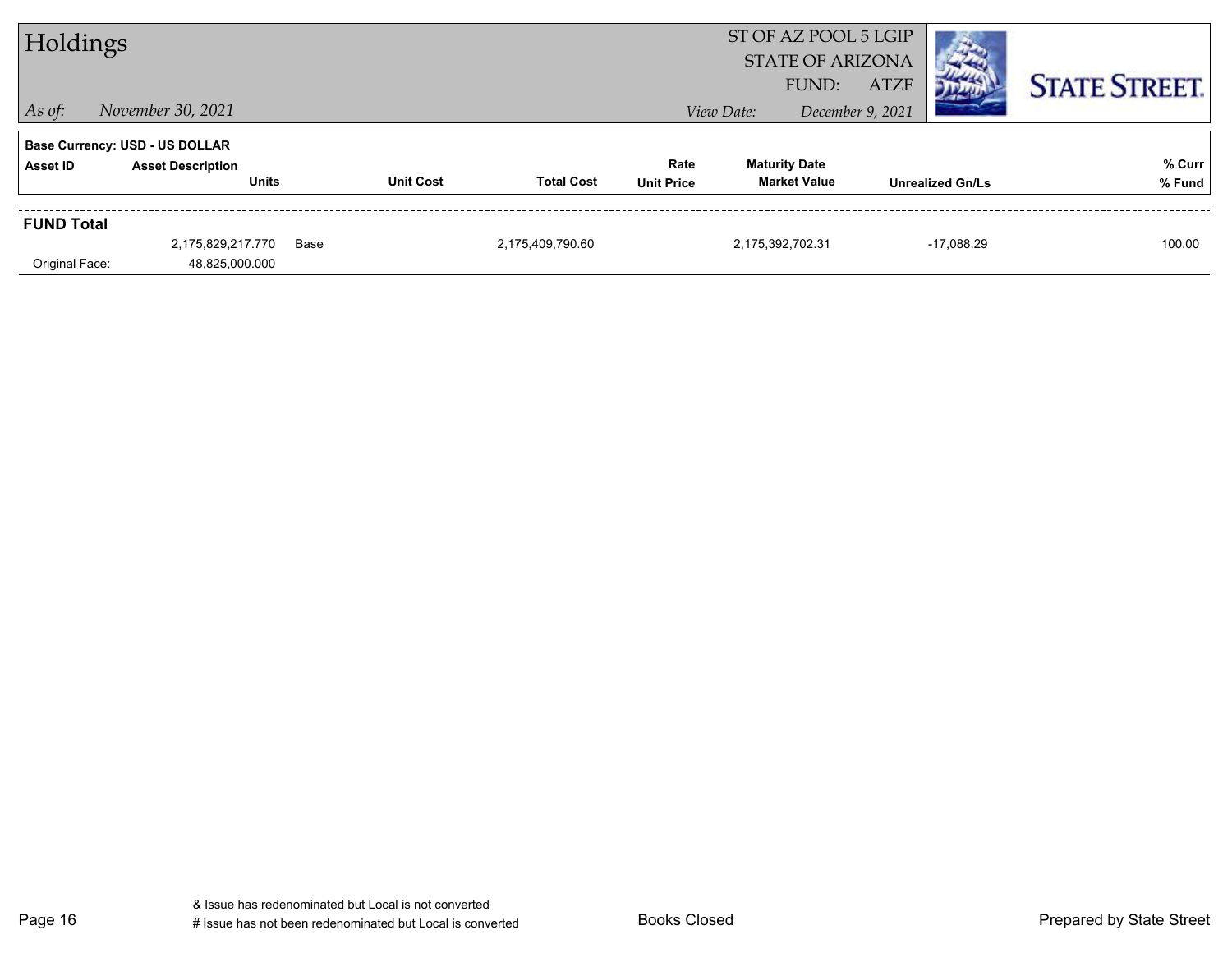# Holdings

ST OF AZ POOL 5 LGIP
STATE OF ARIZONA
FUND: ATZF

*As of:* *November 30, 2021*

*View Date:* *December 9, 2021*

STATE STREET.

**Base Currency: USD - US DOLLAR**

| Asset ID | Asset Description / Units | | Unit Cost | Total Cost | Rate / Unit Price | Maturity Date / Market Value | Unrealized Gn/Ls | % Curr / % Fund |
|---|---|---|---|---|---|---|---|---|
| **FUND Total** | | | | | | | | |
| | 2,175,829,217.770 | Base | | 2,175,409,790.60 | | 2,175,392,702.31 | -17,088.29 | 100.00 |
| Original Face: | 48,825,000.000 | | | | | | | |

& Issue has redenominated but Local is not converted
# Issue has not been redenominated but Local is converted

Books Closed

Prepared by State Street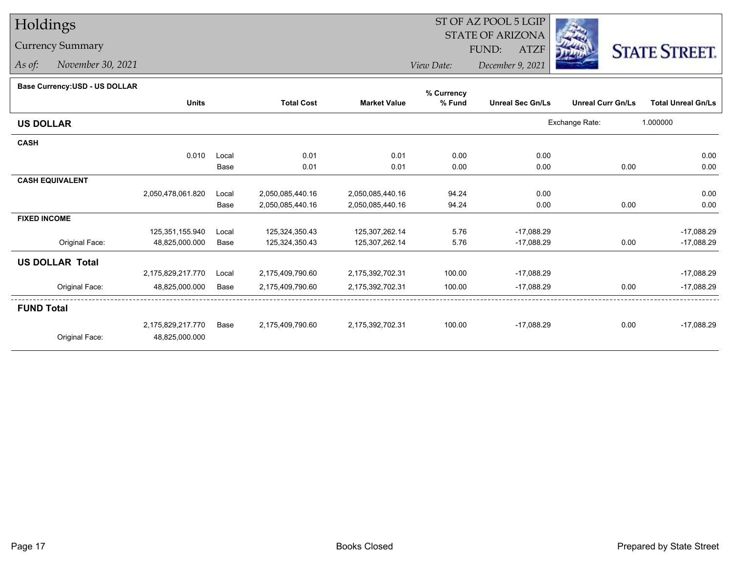# Holdings

## Currency Summary

*As of:* *November 30, 2021*

ST OF AZ POOL 5 LGIP
STATE OF ARIZONA
FUND: ATZF
*View Date:* *December 9, 2021*

STATE STREET.

**Base Currency:USD - US DOLLAR**

| | Units | | Total Cost | Market Value | % Currency % Fund | Unreal Sec Gn/Ls | Unreal Curr Gn/Ls | Total Unreal Gn/Ls |
|---|---|---|---|---|---|---|---|---|
| **US DOLLAR** | | | | | | | Exchange Rate: | 1.000000 |
| **CASH** | | | | | | | | |
| | 0.010 | Local | 0.01 | 0.01 | 0.00 | 0.00 | | 0.00 |
| | | Base | 0.01 | 0.01 | 0.00 | 0.00 | 0.00 | 0.00 |
| **CASH EQUIVALENT** | | | | | | | | |
| | 2,050,478,061.820 | Local | 2,050,085,440.16 | 2,050,085,440.16 | 94.24 | 0.00 | | 0.00 |
| | | Base | 2,050,085,440.16 | 2,050,085,440.16 | 94.24 | 0.00 | 0.00 | 0.00 |
| **FIXED INCOME** | | | | | | | | |
| | 125,351,155.940 | Local | 125,324,350.43 | 125,307,262.14 | 5.76 | -17,088.29 | | -17,088.29 |
| Original Face: | 48,825,000.000 | Base | 125,324,350.43 | 125,307,262.14 | 5.76 | -17,088.29 | 0.00 | -17,088.29 |
| **US DOLLAR Total** | | | | | | | | |
| | 2,175,829,217.770 | Local | 2,175,409,790.60 | 2,175,392,702.31 | 100.00 | -17,088.29 | | -17,088.29 |
| Original Face: | 48,825,000.000 | Base | 2,175,409,790.60 | 2,175,392,702.31 | 100.00 | -17,088.29 | 0.00 | -17,088.29 |
| **FUND Total** | | | | | | | | |
| | 2,175,829,217.770 | Base | 2,175,409,790.60 | 2,175,392,702.31 | 100.00 | -17,088.29 | 0.00 | -17,088.29 |
| Original Face: | 48,825,000.000 | | | | | | | |

Books Closed

Prepared by State Street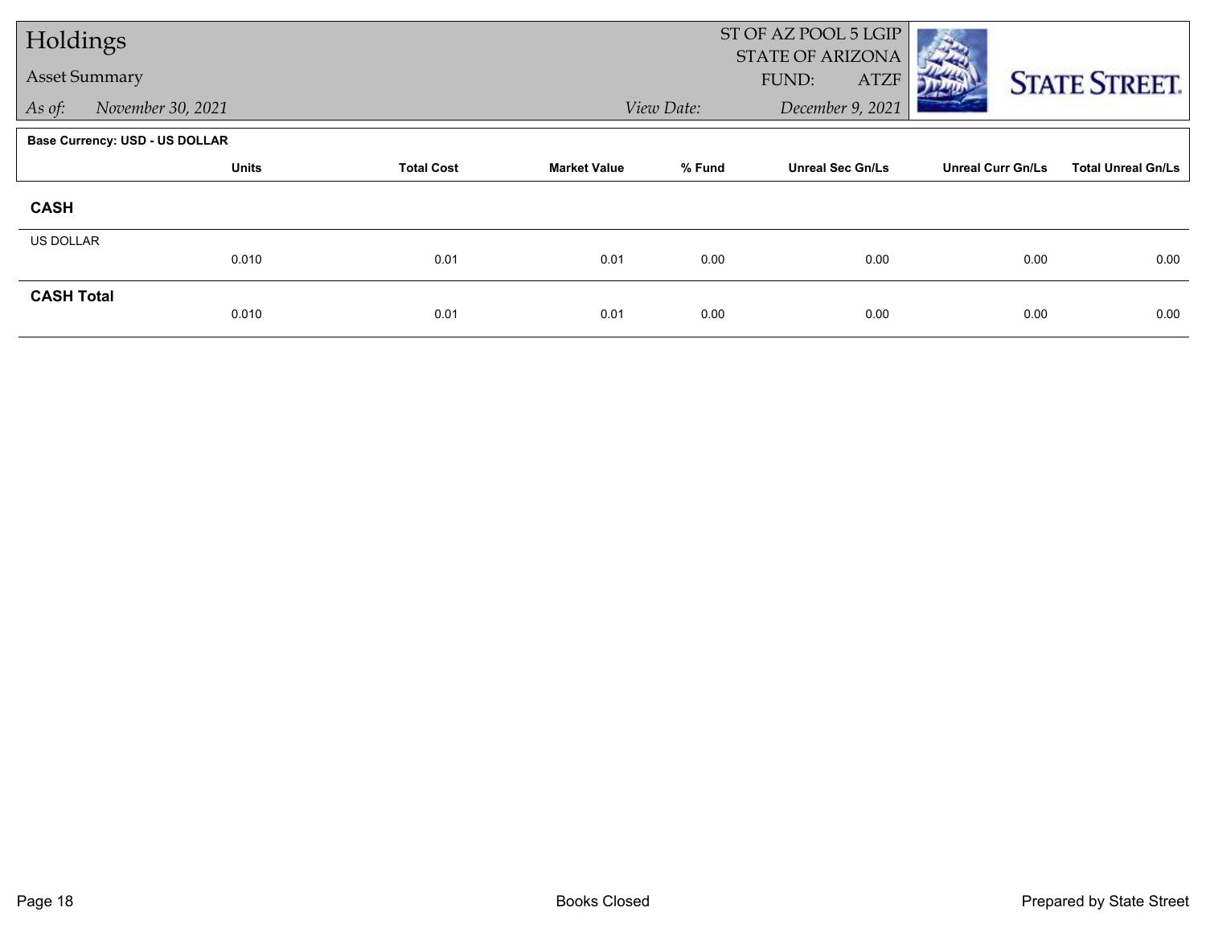# Holdings

## Asset Summary

*As of:* *November 30, 2021*

ST OF AZ POOL 5 LGIP
STATE OF ARIZONA
FUND: ATZF

*View Date:* *December 9, 2021*

**Base Currency: USD - US DOLLAR**

| | Units | Total Cost | Market Value | % Fund | Unreal Sec Gn/Ls | Unreal Curr Gn/Ls | Total Unreal Gn/Ls |
|---|---|---|---|---|---|---|---|
| **CASH** | | | | | | | |
| US DOLLAR | 0.010 | 0.01 | 0.01 | 0.00 | 0.00 | 0.00 | 0.00 |
| **CASH Total** | 0.010 | 0.01 | 0.01 | 0.00 | 0.00 | 0.00 | 0.00 |

Books Closed

Prepared by State Street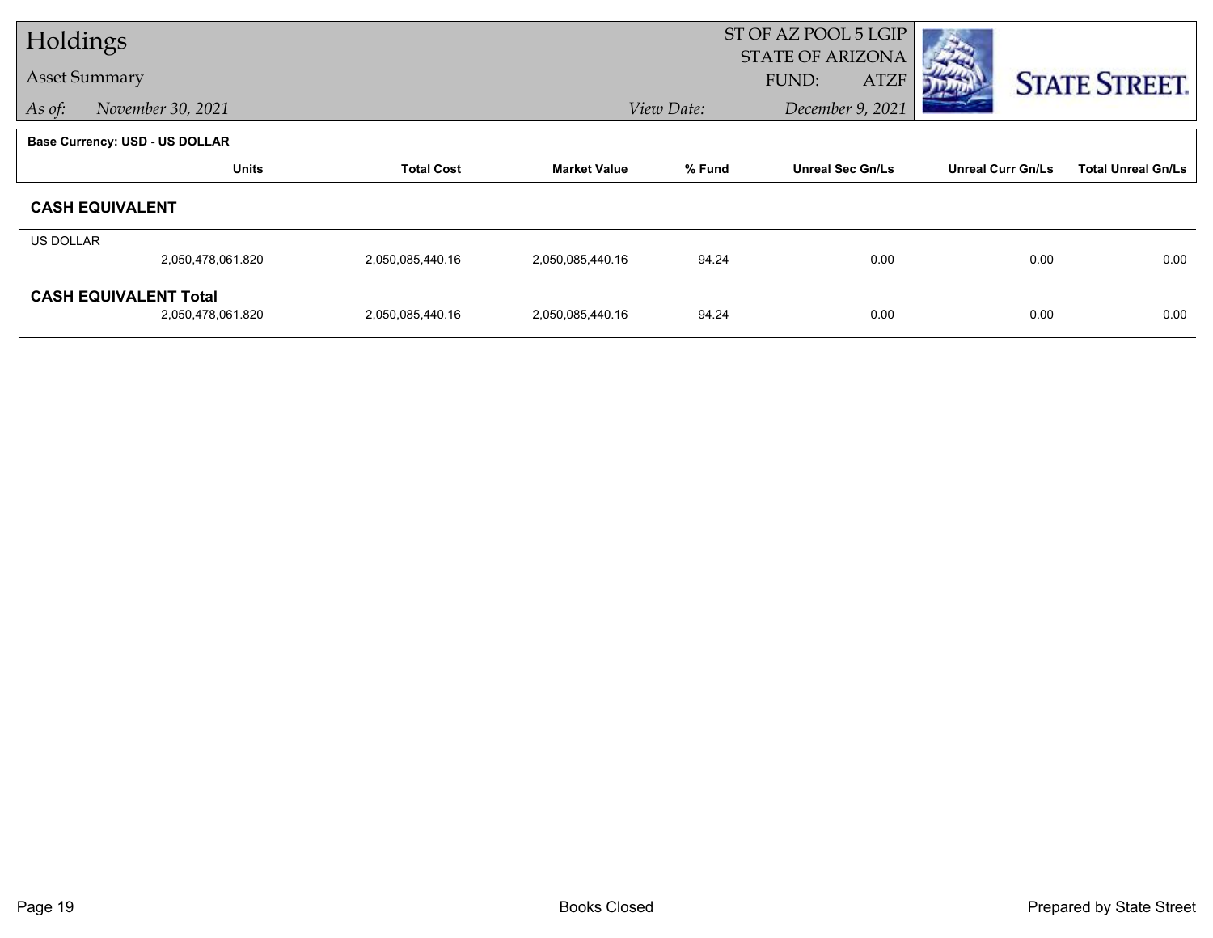# Holdings

## Asset Summary

*As of:* *November 30, 2021*

ST OF AZ POOL 5 LGIP
STATE OF ARIZONA
FUND: ATZF

*View Date:* *December 9, 2021*

STATE STREET.

**Base Currency: USD - US DOLLAR**

| | Units | Total Cost | Market Value | % Fund | Unreal Sec Gn/Ls | Unreal Curr Gn/Ls | Total Unreal Gn/Ls |
|---|---|---|---|---|---|---|---|
| **CASH EQUIVALENT** | | | | | | | |
| US DOLLAR | 2,050,478,061.820 | 2,050,085,440.16 | 2,050,085,440.16 | 94.24 | 0.00 | 0.00 | 0.00 |
| **CASH EQUIVALENT Total** | 2,050,478,061.820 | 2,050,085,440.16 | 2,050,085,440.16 | 94.24 | 0.00 | 0.00 | 0.00 |

Books Closed

Prepared by State Street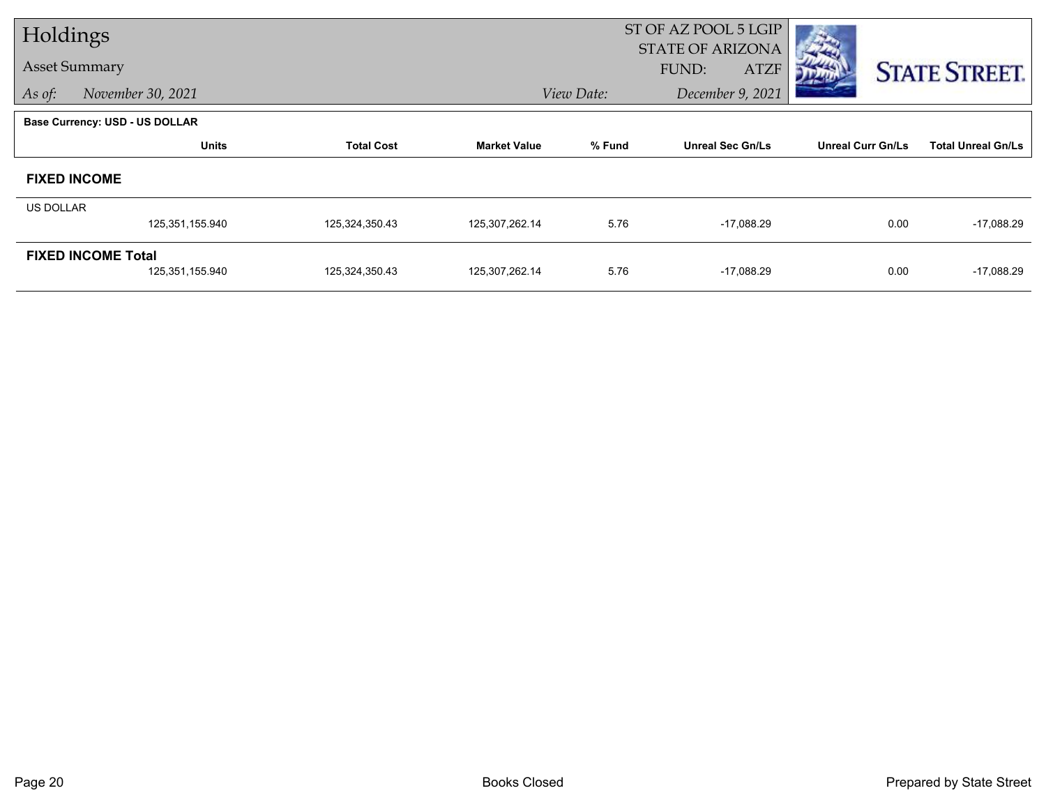# Holdings

Asset Summary

*As of:* *November 30, 2021*

ST OF AZ POOL 5 LGIP
STATE OF ARIZONA
FUND: ATZF

*View Date:* *December 9, 2021*

**Base Currency: USD - US DOLLAR**

| | Units | Total Cost | Market Value | % Fund | Unreal Sec Gn/Ls | Unreal Curr Gn/Ls | Total Unreal Gn/Ls |
|---|---|---|---|---|---|---|---|
| **FIXED INCOME** | | | | | | | |
| US DOLLAR | 125,351,155.940 | 125,324,350.43 | 125,307,262.14 | 5.76 | -17,088.29 | 0.00 | -17,088.29 |
| **FIXED INCOME Total** | 125,351,155.940 | 125,324,350.43 | 125,307,262.14 | 5.76 | -17,088.29 | 0.00 | -17,088.29 |

Books Closed

Prepared by State Street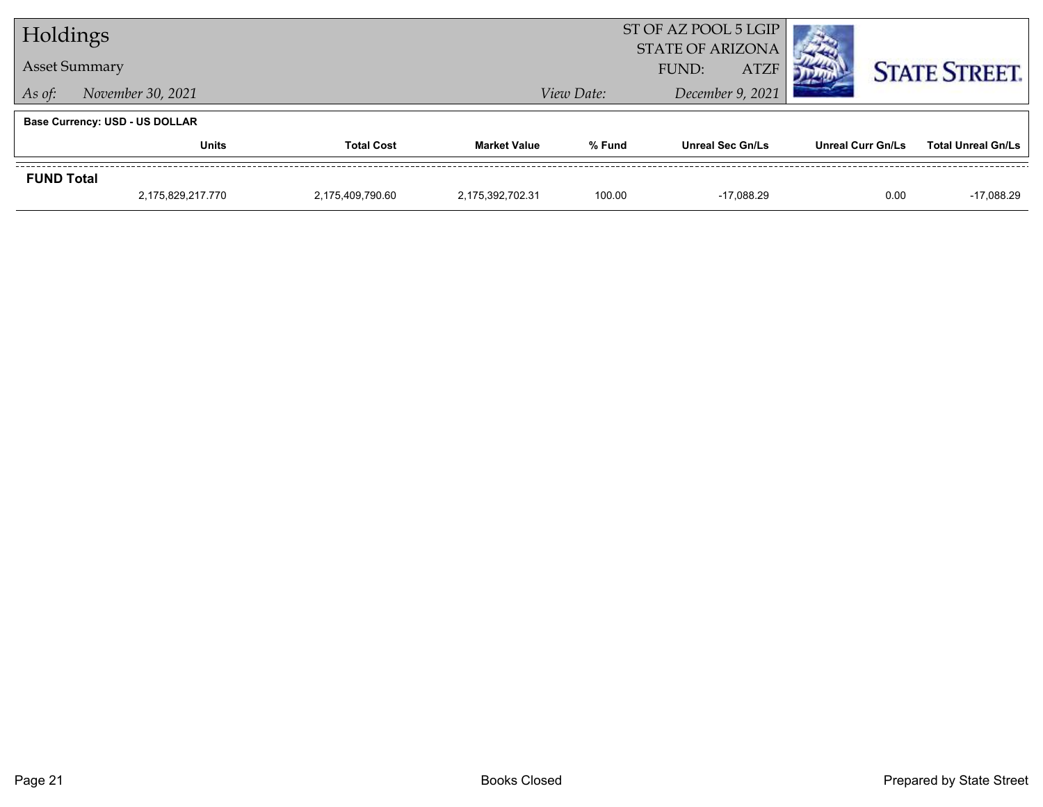# Holdings

## Asset Summary

*As of:* *November 30, 2021*

ST OF AZ POOL 5 LGIP
STATE OF ARIZONA
FUND: ATZF

*View Date:* *December 9, 2021*

STATE STREET.

**Base Currency: USD - US DOLLAR**

| | Units | Total Cost | Market Value | % Fund | Unreal Sec Gn/Ls | Unreal Curr Gn/Ls | Total Unreal Gn/Ls |
|---|---|---|---|---|---|---|---|
| **FUND Total** | 2,175,829,217.770 | 2,175,409,790.60 | 2,175,392,702.31 | 100.00 | -17,088.29 | 0.00 | -17,088.29 |

Books Closed

Prepared by State Street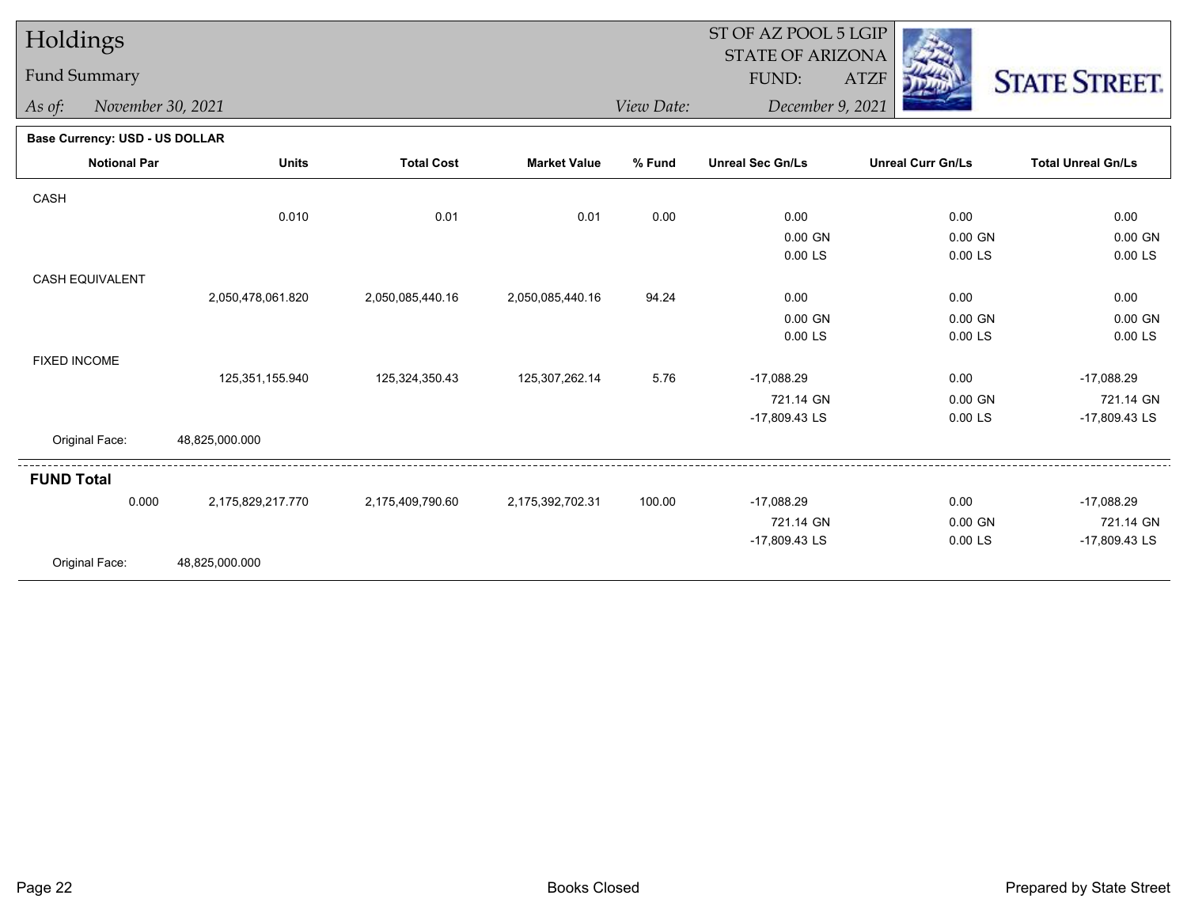# Holdings

Fund Summary

*As of:* *November 30, 2021*

ST OF AZ POOL 5 LGIP
STATE OF ARIZONA
FUND: ATZF

*View Date:* *December 9, 2021*

STATE STREET.

**Base Currency: USD - US DOLLAR**

| Notional Par | Units | Total Cost | Market Value | % Fund | Unreal Sec Gn/Ls | Unreal Curr Gn/Ls | Total Unreal Gn/Ls |
|---|---|---|---|---|---|---|---|
| CASH | | | | | | | |
| | 0.010 | 0.01 | 0.01 | 0.00 | 0.00 | 0.00 | 0.00 |
| | | | | | 0.00 GN | 0.00 GN | 0.00 GN |
| | | | | | 0.00 LS | 0.00 LS | 0.00 LS |
| CASH EQUIVALENT | | | | | | | |
| | 2,050,478,061.820 | 2,050,085,440.16 | 2,050,085,440.16 | 94.24 | 0.00 | 0.00 | 0.00 |
| | | | | | 0.00 GN | 0.00 GN | 0.00 GN |
| | | | | | 0.00 LS | 0.00 LS | 0.00 LS |
| FIXED INCOME | | | | | | | |
| | 125,351,155.940 | 125,324,350.43 | 125,307,262.14 | 5.76 | -17,088.29 | 0.00 | -17,088.29 |
| | | | | | 721.14 GN | 0.00 GN | 721.14 GN |
| | | | | | -17,809.43 LS | 0.00 LS | -17,809.43 LS |
| Original Face: | 48,825,000.000 | | | | | | |
| **FUND Total** | | | | | | | |
| 0.000 | 2,175,829,217.770 | 2,175,409,790.60 | 2,175,392,702.31 | 100.00 | -17,088.29 | 0.00 | -17,088.29 |
| | | | | | 721.14 GN | 0.00 GN | 721.14 GN |
| | | | | | -17,809.43 LS | 0.00 LS | -17,809.43 LS |
| Original Face: | 48,825,000.000 | | | | | | |

Books Closed

Prepared by State Street